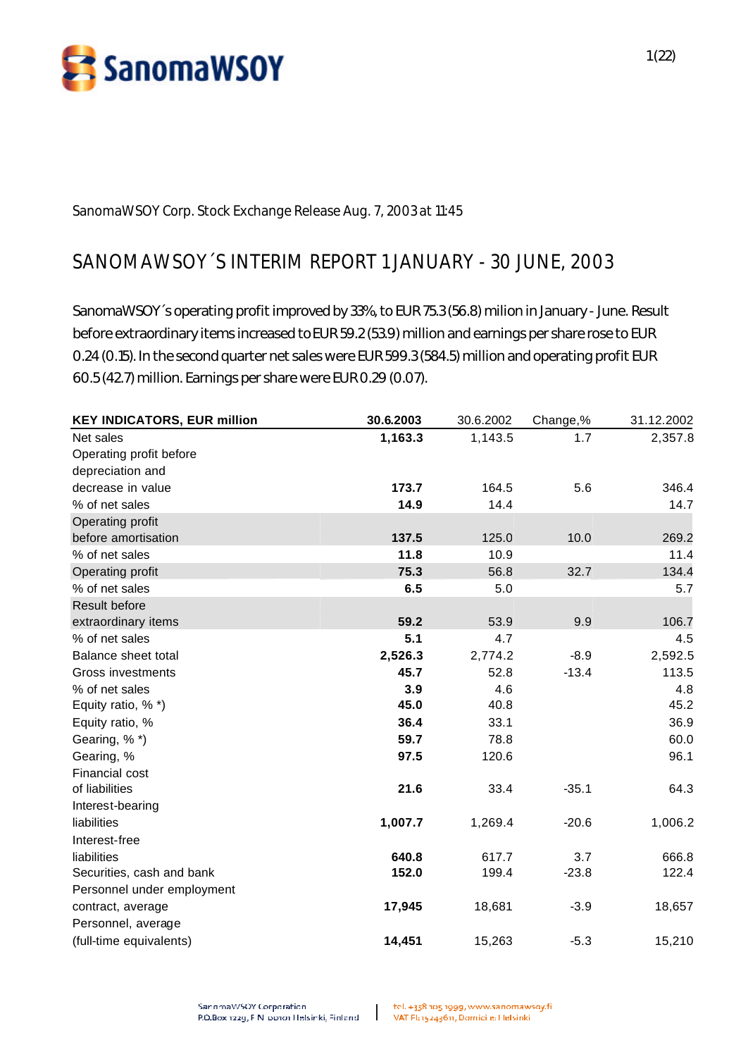SanomaWSOY Corp. Stock Exchange Release Aug. 7, 2003 at 11:45

# SANOMAWSOY´S INTERIM REPORT 1 JANUARY - 30 JUNE, 2003

SanomaWSOY´s operating profit improved by 33%, to EUR 75.3 (56.8) milion in January - June. Result before extraordinary items increased to EUR 59.2 (53.9) million and earnings per share rose to EUR 0.24 (0.15). In the second quarter net sales were EUR 599.3 (584.5) million and operating profit EUR 60.5 (42.7) million. Earnings per share were EUR 0.29 (0.07).

| KEY INDICATORS, EUR million | 30.6.2003 | 30.6.2002 | Change,% | 31.12.2002 |
|---|---|---|---|---|
| Net sales | **1,163.3** | 1,143.5 | 1.7 | 2,357.8 |
| Operating profit before depreciation and decrease in value | **173.7** | 164.5 | 5.6 | 346.4 |
| % of net sales | **14.9** | 14.4 | | 14.7 |
| Operating profit before amortisation | **137.5** | 125.0 | 10.0 | 269.2 |
| % of net sales | **11.8** | 10.9 | | 11.4 |
| Operating profit | **75.3** | 56.8 | 32.7 | 134.4 |
| % of net sales | **6.5** | 5.0 | | 5.7 |
| Result before extraordinary items | **59.2** | 53.9 | 9.9 | 106.7 |
| % of net sales | **5.1** | 4.7 | | 4.5 |
| Balance sheet total | **2,526.3** | 2,774.2 | -8.9 | 2,592.5 |
| Gross investments | **45.7** | 52.8 | -13.4 | 113.5 |
| % of net sales | **3.9** | 4.6 | | 4.8 |
| Equity ratio, % *) | **45.0** | 40.8 | | 45.2 |
| Equity ratio, % | **36.4** | 33.1 | | 36.9 |
| Gearing, % *) | **59.7** | 78.8 | | 60.0 |
| Gearing, % | **97.5** | 120.6 | | 96.1 |
| Financial cost of liabilities | **21.6** | 33.4 | -35.1 | 64.3 |
| Interest-bearing liabilities | **1,007.7** | 1,269.4 | -20.6 | 1,006.2 |
| Interest-free liabilities | **640.8** | 617.7 | 3.7 | 666.8 |
| Securities, cash and bank | **152.0** | 199.4 | -23.8 | 122.4 |
| Personnel under employment contract, average | **17,945** | 18,681 | -3.9 | 18,657 |
| Personnel, average (full-time equivalents) | **14,451** | 15,263 | -5.3 | 15,210 |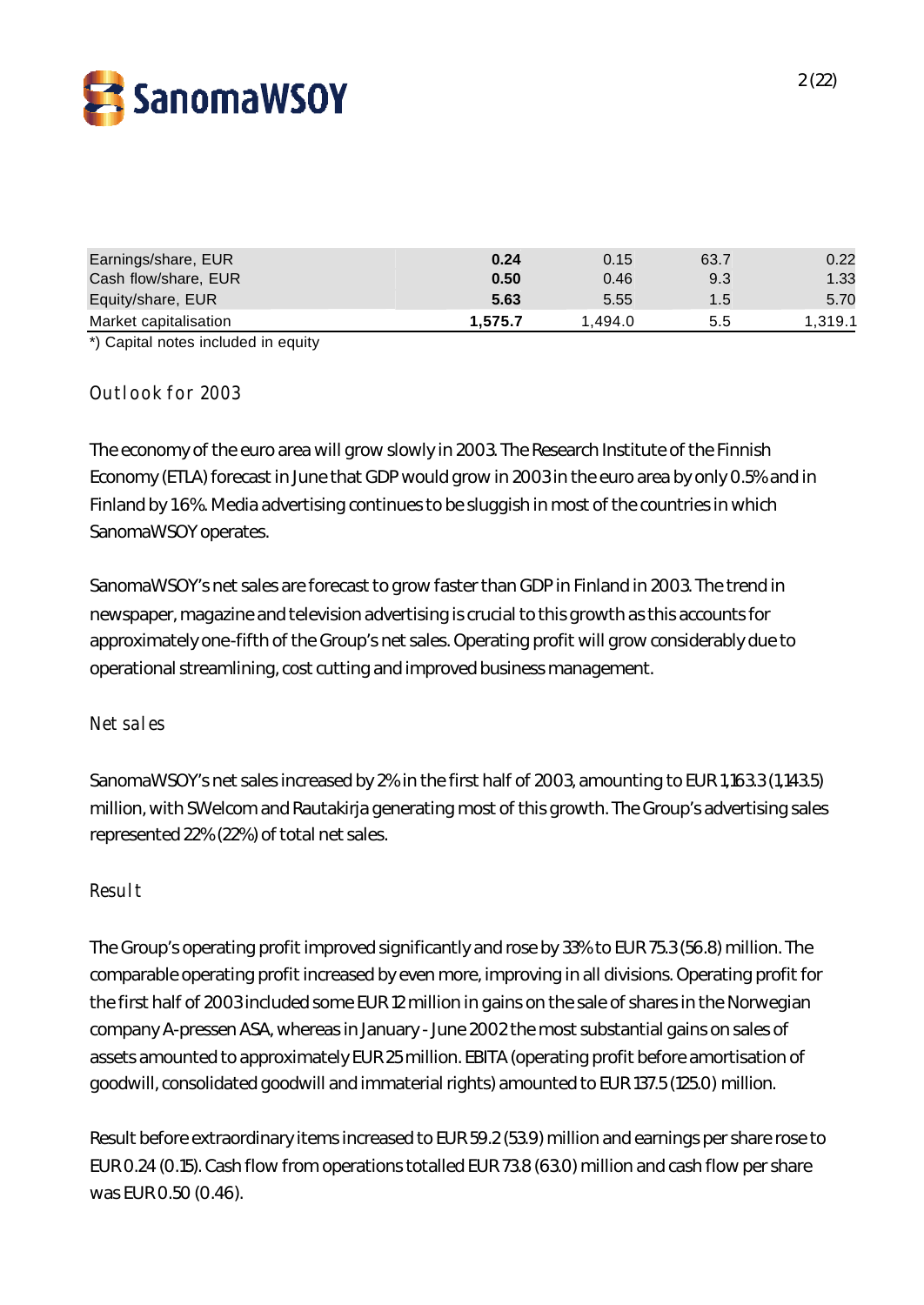| | | | | |
|---|---|---|---|---|
| Earnings/share, EUR | **0.24** | 0.15 | 63.7 | 0.22 |
| Cash flow/share, EUR | **0.50** | 0.46 | 9.3 | 1.33 |
| Equity/share, EUR | **5.63** | 5.55 | 1.5 | 5.70 |
| Market capitalisation | **1,575.7** | 1,494.0 | 5.5 | 1,319.1 |

*) Capital notes included in equity

## Outlook for 2003

The economy of the euro area will grow slowly in 2003. The Research Institute of the Finnish Economy (ETLA) forecast in June that GDP would grow in 2003 in the euro area by only 0.5% and in Finland by 1.6%. Media advertising continues to be sluggish in most of the countries in which SanomaWSOY operates.

SanomaWSOY's net sales are forecast to grow faster than GDP in Finland in 2003. The trend in newspaper, magazine and television advertising is crucial to this growth as this accounts for approximately one-fifth of the Group's net sales. Operating profit will grow considerably due to operational streamlining, cost cutting and improved business management.

## Net sales

SanomaWSOY's net sales increased by 2% in the first half of 2003, amounting to EUR 1,163.3 (1,143.5) million, with SWelcom and Rautakirja generating most of this growth. The Group's advertising sales represented 22% (22%) of total net sales.

## Result

The Group's operating profit improved significantly and rose by 33% to EUR 75.3 (56.8) million. The comparable operating profit increased by even more, improving in all divisions. Operating profit for the first half of 2003 included some EUR 12 million in gains on the sale of shares in the Norwegian company A-pressen ASA, whereas in January - June 2002 the most substantial gains on sales of assets amounted to approximately EUR 25 million. EBITA (operating profit before amortisation of goodwill, consolidated goodwill and immaterial rights) amounted to EUR 137.5 (125.0) million.

Result before extraordinary items increased to EUR 59.2 (53.9) million and earnings per share rose to EUR 0.24 (0.15). Cash flow from operations totalled EUR 73.8 (63.0) million and cash flow per share was EUR 0.50 (0.46).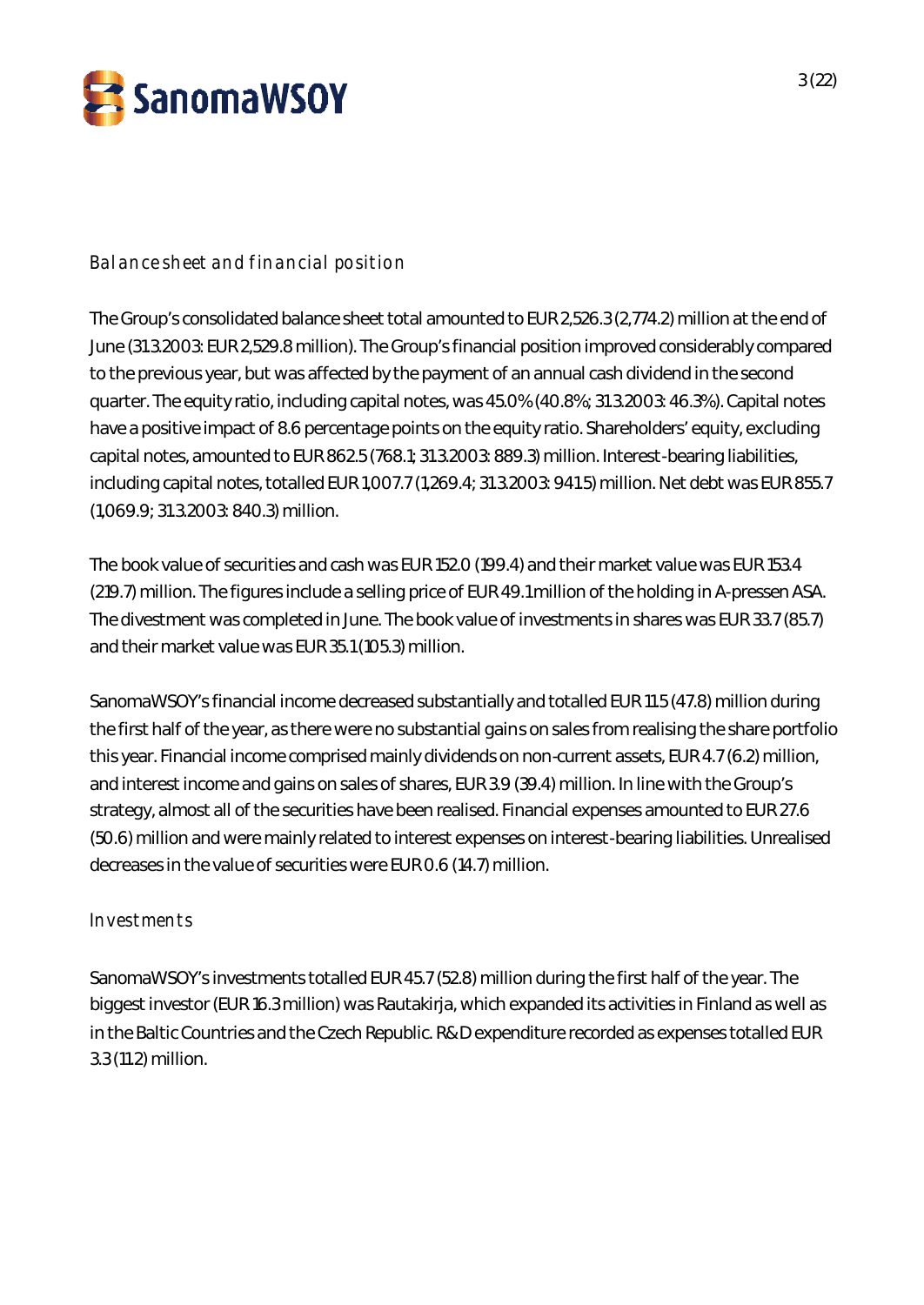## Balance sheet and financial position

The Group's consolidated balance sheet total amounted to EUR 2,526.3 (2,774.2) million at the end of June (31.3.2003: EUR 2,529.8 million). The Group's financial position improved considerably compared to the previous year, but was affected by the payment of an annual cash dividend in the second quarter. The equity ratio, including capital notes, was 45.0% (40.8%; 31.3.2003: 46.3%). Capital notes have a positive impact of 8.6 percentage points on the equity ratio. Shareholders' equity, excluding capital notes, amounted to EUR 862.5 (768.1; 31.3.2003: 889.3) million. Interest-bearing liabilities, including capital notes, totalled EUR 1,007.7 (1,269.4; 31.3.2003: 941.5) million. Net debt was EUR 855.7 (1,069.9; 31.3.2003: 840.3) million.

The book value of securities and cash was EUR 152.0 (199.4) and their market value was EUR 153.4 (219.7) million. The figures include a selling price of EUR 49.1 million of the holding in A-pressen ASA. The divestment was completed in June. The book value of investments in shares was EUR 33.7 (85.7) and their market value was EUR 35.1 (105.3) million.

SanomaWSOY's financial income decreased substantially and totalled EUR 11.5 (47.8) million during the first half of the year, as there were no substantial gains on sales from realising the share portfolio this year. Financial income comprised mainly dividends on non-current assets, EUR 4.7 (6.2) million, and interest income and gains on sales of shares, EUR 3.9 (39.4) million. In line with the Group's strategy, almost all of the securities have been realised. Financial expenses amounted to EUR 27.6 (50.6) million and were mainly related to interest expenses on interest-bearing liabilities. Unrealised decreases in the value of securities were EUR 0.6 (14.7) million.

## Investments

SanomaWSOY's investments totalled EUR 45.7 (52.8) million during the first half of the year. The biggest investor (EUR 16.3 million) was Rautakirja, which expanded its activities in Finland as well as in the Baltic Countries and the Czech Republic. R&D expenditure recorded as expenses totalled EUR 3.3 (11.2) million.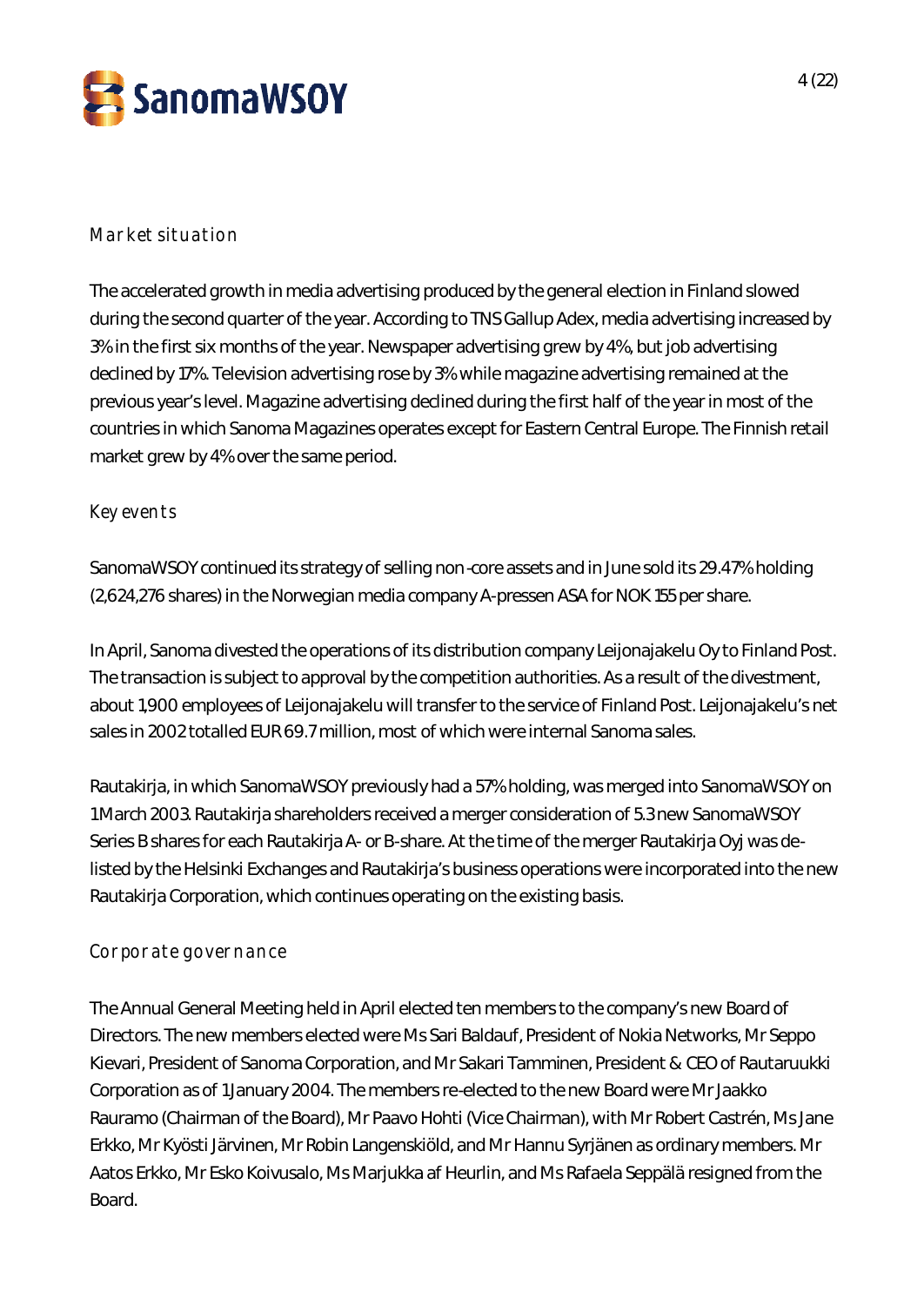## Market situation

The accelerated growth in media advertising produced by the general election in Finland slowed during the second quarter of the year. According to TNS Gallup Adex, media advertising increased by 3% in the first six months of the year. Newspaper advertising grew by 4%, but job advertising declined by 17%. Television advertising rose by 3% while magazine advertising remained at the previous year's level. Magazine advertising declined during the first half of the year in most of the countries in which Sanoma Magazines operates except for Eastern Central Europe. The Finnish retail market grew by 4% over the same period.

## Key events

SanomaWSOY continued its strategy of selling non-core assets and in June sold its 29.47% holding (2,624,276 shares) in the Norwegian media company A-pressen ASA for NOK 155 per share.

In April, Sanoma divested the operations of its distribution company Leijonajakelu Oy to Finland Post. The transaction is subject to approval by the competition authorities. As a result of the divestment, about 1,900 employees of Leijonajakelu will transfer to the service of Finland Post. Leijonajakelu's net sales in 2002 totalled EUR 69.7 million, most of which were internal Sanoma sales.

Rautakirja, in which SanomaWSOY previously had a 57% holding, was merged into SanomaWSOY on 1 March 2003. Rautakirja shareholders received a merger consideration of 5.3 new SanomaWSOY Series B shares for each Rautakirja A- or B-share. At the time of the merger Rautakirja Oyj was de-listed by the Helsinki Exchanges and Rautakirja's business operations were incorporated into the new Rautakirja Corporation, which continues operating on the existing basis.

## Corporate governance

The Annual General Meeting held in April elected ten members to the company's new Board of Directors. The new members elected were Ms Sari Baldauf, President of Nokia Networks, Mr Seppo Kievari, President of Sanoma Corporation, and Mr Sakari Tamminen, President & CEO of Rautaruukki Corporation as of 1 January 2004. The members re-elected to the new Board were Mr Jaakko Rauramo (Chairman of the Board), Mr Paavo Hohti (Vice Chairman), with Mr Robert Castrén, Ms Jane Erkko, Mr Kyösti Järvinen, Mr Robin Langenskiöld, and Mr Hannu Syrjänen as ordinary members. Mr Aatos Erkko, Mr Esko Koivusalo, Ms Marjukka af Heurlin, and Ms Rafaela Seppälä resigned from the Board.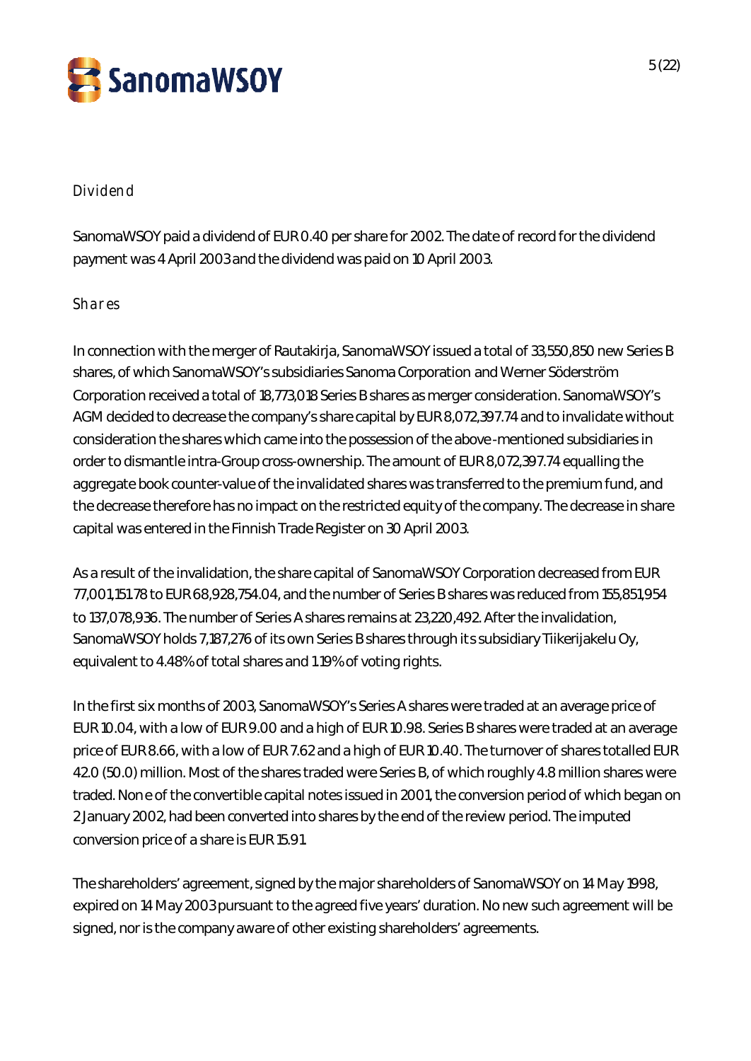## Dividend

SanomaWSOY paid a dividend of EUR 0.40 per share for 2002. The date of record for the dividend payment was 4 April 2003 and the dividend was paid on 10 April 2003.

## Shares

In connection with the merger of Rautakirja, SanomaWSOY issued a total of 33,550,850 new Series B shares, of which SanomaWSOY's subsidiaries Sanoma Corporation and Werner Söderström Corporation received a total of 18,773,018 Series B shares as merger consideration. SanomaWSOY's AGM decided to decrease the company's share capital by EUR 8,072,397.74 and to invalidate without consideration the shares which came into the possession of the above-mentioned subsidiaries in order to dismantle intra-Group cross-ownership. The amount of EUR 8,072,397.74 equalling the aggregate book counter-value of the invalidated shares was transferred to the premium fund, and the decrease therefore has no impact on the restricted equity of the company. The decrease in share capital was entered in the Finnish Trade Register on 30 April 2003.

As a result of the invalidation, the share capital of SanomaWSOY Corporation decreased from EUR 77,001,151.78 to EUR 68,928,754.04, and the number of Series B shares was reduced from 155,851,954 to 137,078,936. The number of Series A shares remains at 23,220,492. After the invalidation, SanomaWSOY holds 7,187,276 of its own Series B shares through its subsidiary Tiikerijakelu Oy, equivalent to 4.48% of total shares and 1.19% of voting rights.

In the first six months of 2003, SanomaWSOY's Series A shares were traded at an average price of EUR 10.04, with a low of EUR 9.00 and a high of EUR 10.98. Series B shares were traded at an average price of EUR 8.66, with a low of EUR 7.62 and a high of EUR 10.40. The turnover of shares totalled EUR 42.0 (50.0) million. Most of the shares traded were Series B, of which roughly 4.8 million shares were traded. None of the convertible capital notes issued in 2001, the conversion period of which began on 2 January 2002, had been converted into shares by the end of the review period. The imputed conversion price of a share is EUR 15.91.

The shareholders' agreement, signed by the major shareholders of SanomaWSOY on 14 May 1998, expired on 14 May 2003 pursuant to the agreed five years' duration. No new such agreement will be signed, nor is the company aware of other existing shareholders' agreements.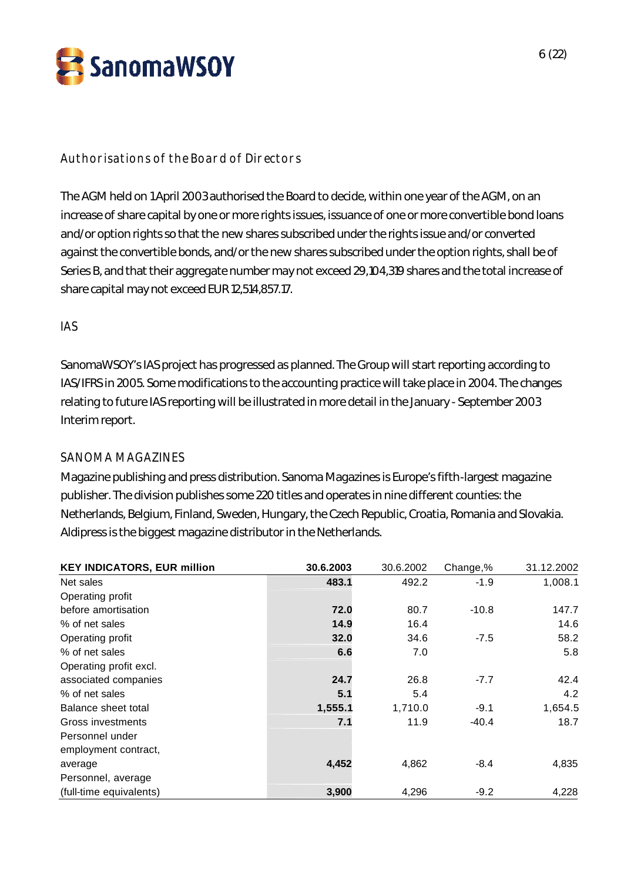## Authorisations of the Board of Directors

The AGM held on 1 April 2003 authorised the Board to decide, within one year of the AGM, on an increase of share capital by one or more rights issues, issuance of one or more convertible bond loans and/or option rights so that the new shares subscribed under the rights issue and/or converted against the convertible bonds, and/or the new shares subscribed under the option rights, shall be of Series B, and that their aggregate number may not exceed 29,104,319 shares and the total increase of share capital may not exceed EUR 12,514,857.17.

## IAS

SanomaWSOY's IAS project has progressed as planned. The Group will start reporting according to IAS/IFRS in 2005. Some modifications to the accounting practice will take place in 2004. The changes relating to future IAS reporting will be illustrated in more detail in the January - September 2003 Interim report.

## SANOMA MAGAZINES

Magazine publishing and press distribution. Sanoma Magazines is Europe's fifth-largest magazine publisher. The division publishes some 220 titles and operates in nine different counties: the Netherlands, Belgium, Finland, Sweden, Hungary, the Czech Republic, Croatia, Romania and Slovakia. Aldipress is the biggest magazine distributor in the Netherlands.

| KEY INDICATORS, EUR million | 30.6.2003 | 30.6.2002 | Change,% | 31.12.2002 |
|---|---|---|---|---|
| Net sales | **483.1** | 492.2 | -1.9 | 1,008.1 |
| Operating profit before amortisation | **72.0** | 80.7 | -10.8 | 147.7 |
| % of net sales | **14.9** | 16.4 | | 14.6 |
| Operating profit | **32.0** | 34.6 | -7.5 | 58.2 |
| % of net sales | **6.6** | 7.0 | | 5.8 |
| Operating profit excl. associated companies | **24.7** | 26.8 | -7.7 | 42.4 |
| % of net sales | **5.1** | 5.4 | | 4.2 |
| Balance sheet total | **1,555.1** | 1,710.0 | -9.1 | 1,654.5 |
| Gross investments | **7.1** | 11.9 | -40.4 | 18.7 |
| Personnel under employment contract, average | **4,452** | 4,862 | -8.4 | 4,835 |
| Personnel, average (full-time equivalents) | **3,900** | 4,296 | -9.2 | 4,228 |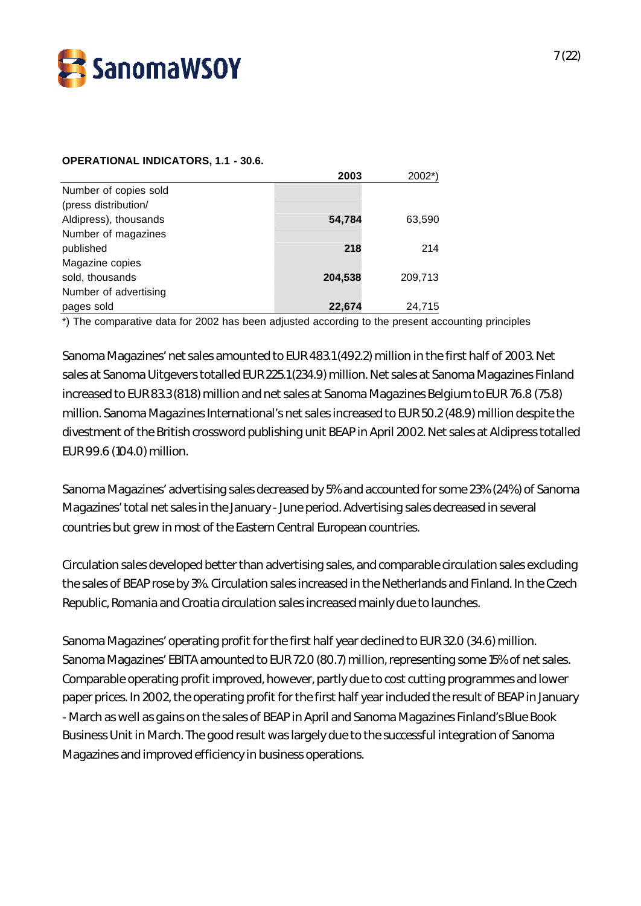**OPERATIONAL INDICATORS, 1.1 - 30.6.**

| | **2003** | 2002*) |
|---|---|---|
| Number of copies sold (press distribution/ Aldipress), thousands | **54,784** | 63,590 |
| Number of magazines published | **218** | 214 |
| Magazine copies sold, thousands | **204,538** | 209,713 |
| Number of advertising pages sold | **22,674** | 24,715 |

*) The comparative data for 2002 has been adjusted according to the present accounting principles

Sanoma Magazines' net sales amounted to EUR 483.1 (492.2) million in the first half of 2003. Net sales at Sanoma Uitgevers totalled EUR 225.1 (234.9) million. Net sales at Sanoma Magazines Finland increased to EUR 83.3 (81.8) million and net sales at Sanoma Magazines Belgium to EUR 76.8 (75.8) million. Sanoma Magazines International's net sales increased to EUR 50.2 (48.9) million despite the divestment of the British crossword publishing unit BEAP in April 2002. Net sales at Aldipress totalled EUR 99.6 (104.0) million.

Sanoma Magazines' advertising sales decreased by 5% and accounted for some 23% (24%) of Sanoma Magazines' total net sales in the January - June period. Advertising sales decreased in several countries but grew in most of the Eastern Central European countries.

Circulation sales developed better than advertising sales, and comparable circulation sales excluding the sales of BEAP rose by 3%. Circulation sales increased in the Netherlands and Finland. In the Czech Republic, Romania and Croatia circulation sales increased mainly due to launches.

Sanoma Magazines' operating profit for the first half year declined to EUR 32.0 (34.6) million. Sanoma Magazines' EBITA amounted to EUR 72.0 (80.7) million, representing some 15% of net sales. Comparable operating profit improved, however, partly due to cost cutting programmes and lower paper prices. In 2002, the operating profit for the first half year included the result of BEAP in January - March as well as gains on the sales of BEAP in April and Sanoma Magazines Finland's Blue Book Business Unit in March. The good result was largely due to the successful integration of Sanoma Magazines and improved efficiency in business operations.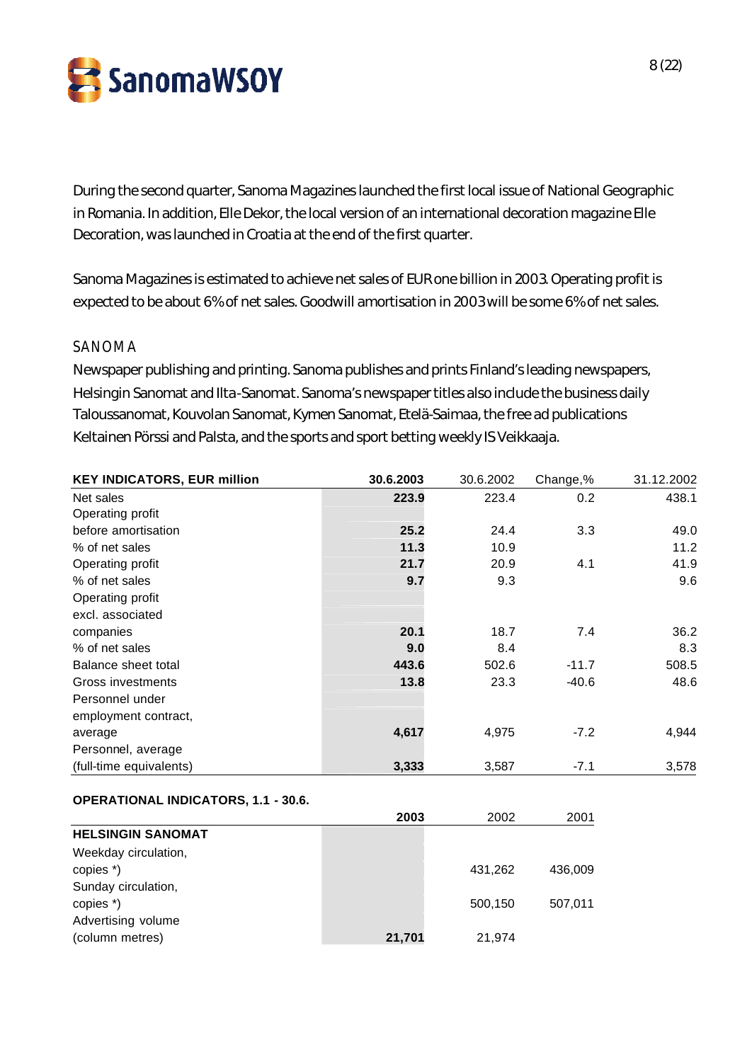During the second quarter, Sanoma Magazines launched the first local issue of National Geographic in Romania. In addition, Elle Dekor, the local version of an international decoration magazine Elle Decoration, was launched in Croatia at the end of the first quarter.

Sanoma Magazines is estimated to achieve net sales of EUR one billion in 2003. Operating profit is expected to be about 6% of net sales. Goodwill amortisation in 2003 will be some 6% of net sales.

## SANOMA

Newspaper publishing and printing. Sanoma publishes and prints Finland's leading newspapers, Helsingin Sanomat and Ilta-Sanomat. Sanoma's newspaper titles also include the business daily Taloussanomat, Kouvolan Sanomat, Kymen Sanomat, Etelä-Saimaa, the free ad publications Keltainen Pörssi and Palsta, and the sports and sport betting weekly IS Veikkaaja.

| KEY INDICATORS, EUR million | 30.6.2003 | 30.6.2002 | Change,% | 31.12.2002 |
|---|---|---|---|---|
| Net sales | **223.9** | 223.4 | 0.2 | 438.1 |
| Operating profit before amortisation | **25.2** | 24.4 | 3.3 | 49.0 |
| % of net sales | **11.3** | 10.9 | | 11.2 |
| Operating profit | **21.7** | 20.9 | 4.1 | 41.9 |
| % of net sales | **9.7** | 9.3 | | 9.6 |
| Operating profit excl. associated companies | **20.1** | 18.7 | 7.4 | 36.2 |
| % of net sales | **9.0** | 8.4 | | 8.3 |
| Balance sheet total | **443.6** | 502.6 | -11.7 | 508.5 |
| Gross investments | **13.8** | 23.3 | -40.6 | 48.6 |
| Personnel under employment contract, average | **4,617** | 4,975 | -7.2 | 4,944 |
| Personnel, average (full-time equivalents) | **3,333** | 3,587 | -7.1 | 3,578 |

**OPERATIONAL INDICATORS, 1.1 - 30.6.**

| | 2003 | 2002 | 2001 |
|---|---|---|---|
| **HELSINGIN SANOMAT** | | | |
| Weekday circulation, copies *) | | 431,262 | 436,009 |
| Sunday circulation, copies *) | | 500,150 | 507,011 |
| Advertising volume (column metres) | **21,701** | 21,974 | |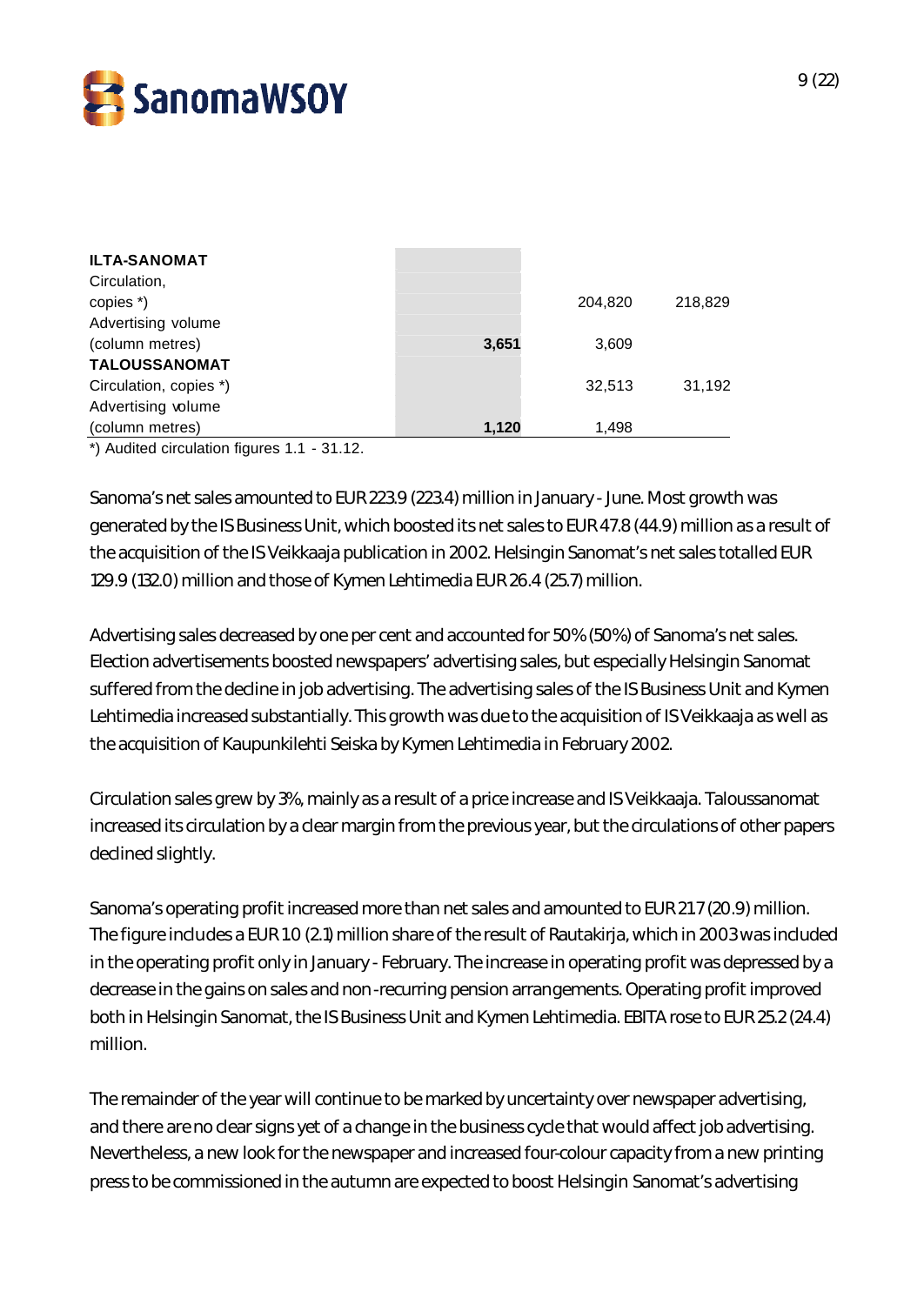| | | | |
|---|---|---|---|
| **ILTA-SANOMAT** | | | |
| Circulation, copies *) | | 204,820 | 218,829 |
| Advertising volume (column metres) | **3,651** | 3,609 | |
| **TALOUSSANOMAT** | | | |
| Circulation, copies *) | | 32,513 | 31,192 |
| Advertising volume (column metres) | **1,120** | 1,498 | |

*) Audited circulation figures 1.1 - 31.12.

Sanoma's net sales amounted to EUR 223.9 (223.4) million in January - June. Most growth was generated by the IS Business Unit, which boosted its net sales to EUR 47.8 (44.9) million as a result of the acquisition of the IS Veikkaaja publication in 2002. Helsingin Sanomat's net sales totalled EUR 129.9 (132.0) million and those of Kymen Lehtimedia EUR 26.4 (25.7) million.

Advertising sales decreased by one per cent and accounted for 50% (50%) of Sanoma's net sales. Election advertisements boosted newspapers' advertising sales, but especially Helsingin Sanomat suffered from the decline in job advertising. The advertising sales of the IS Business Unit and Kymen Lehtimedia increased substantially. This growth was due to the acquisition of IS Veikkaaja as well as the acquisition of Kaupunkilehti Seiska by Kymen Lehtimedia in February 2002.

Circulation sales grew by 3%, mainly as a result of a price increase and IS Veikkaaja. Taloussanomat increased its circulation by a clear margin from the previous year, but the circulations of other papers declined slightly.

Sanoma's operating profit increased more than net sales and amounted to EUR 21.7 (20.9) million. The figure includes a EUR 1.0 (2.1) million share of the result of Rautakirja, which in 2003 was included in the operating profit only in January - February. The increase in operating profit was depressed by a decrease in the gains on sales and non-recurring pension arrangements. Operating profit improved both in Helsingin Sanomat, the IS Business Unit and Kymen Lehtimedia. EBITA rose to EUR 25.2 (24.4) million.

The remainder of the year will continue to be marked by uncertainty over newspaper advertising, and there are no clear signs yet of a change in the business cycle that would affect job advertising. Nevertheless, a new look for the newspaper and increased four-colour capacity from a new printing press to be commissioned in the autumn are expected to boost Helsingin Sanomat's advertising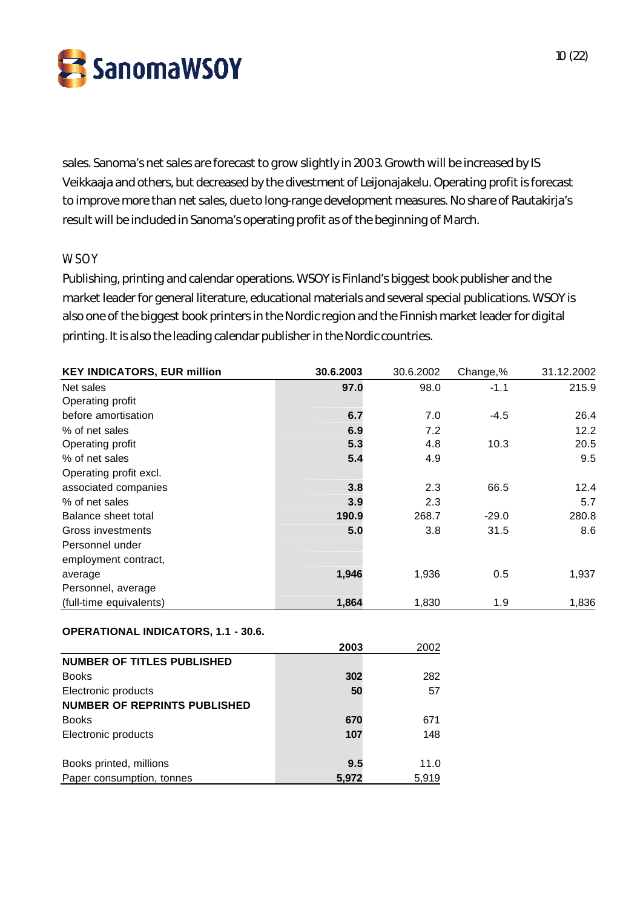sales. Sanoma's net sales are forecast to grow slightly in 2003. Growth will be increased by IS Veikkaaja and others, but decreased by the divestment of Leijonajakelu. Operating profit is forecast to improve more than net sales, due to long-range development measures. No share of Rautakirja's result will be included in Sanoma's operating profit as of the beginning of March.

## WSOY

Publishing, printing and calendar operations. WSOY is Finland's biggest book publisher and the market leader for general literature, educational materials and several special publications. WSOY is also one of the biggest book printers in the Nordic region and the Finnish market leader for digital printing. It is also the leading calendar publisher in the Nordic countries.

| KEY INDICATORS, EUR million | 30.6.2003 | 30.6.2002 | Change,% | 31.12.2002 |
|---|---|---|---|---|
| Net sales | **97.0** | 98.0 | -1.1 | 215.9 |
| Operating profit before amortisation | **6.7** | 7.0 | -4.5 | 26.4 |
| % of net sales | **6.9** | 7.2 | | 12.2 |
| Operating profit | **5.3** | 4.8 | 10.3 | 20.5 |
| % of net sales | **5.4** | 4.9 | | 9.5 |
| Operating profit excl. associated companies | **3.8** | 2.3 | 66.5 | 12.4 |
| % of net sales | **3.9** | 2.3 | | 5.7 |
| Balance sheet total | **190.9** | 268.7 | -29.0 | 280.8 |
| Gross investments | **5.0** | 3.8 | 31.5 | 8.6 |
| Personnel under employment contract, average | **1,946** | 1,936 | 0.5 | 1,937 |
| Personnel, average (full-time equivalents) | **1,864** | 1,830 | 1.9 | 1,836 |

**OPERATIONAL INDICATORS, 1.1 - 30.6.**

| | 2003 | 2002 |
|---|---|---|
| **NUMBER OF TITLES PUBLISHED** | | |
| Books | **302** | 282 |
| Electronic products | **50** | 57 |
| **NUMBER OF REPRINTS PUBLISHED** | | |
| Books | **670** | 671 |
| Electronic products | **107** | 148 |
| | | |
| Books printed, millions | **9.5** | 11.0 |
| Paper consumption, tonnes | **5,972** | 5,919 |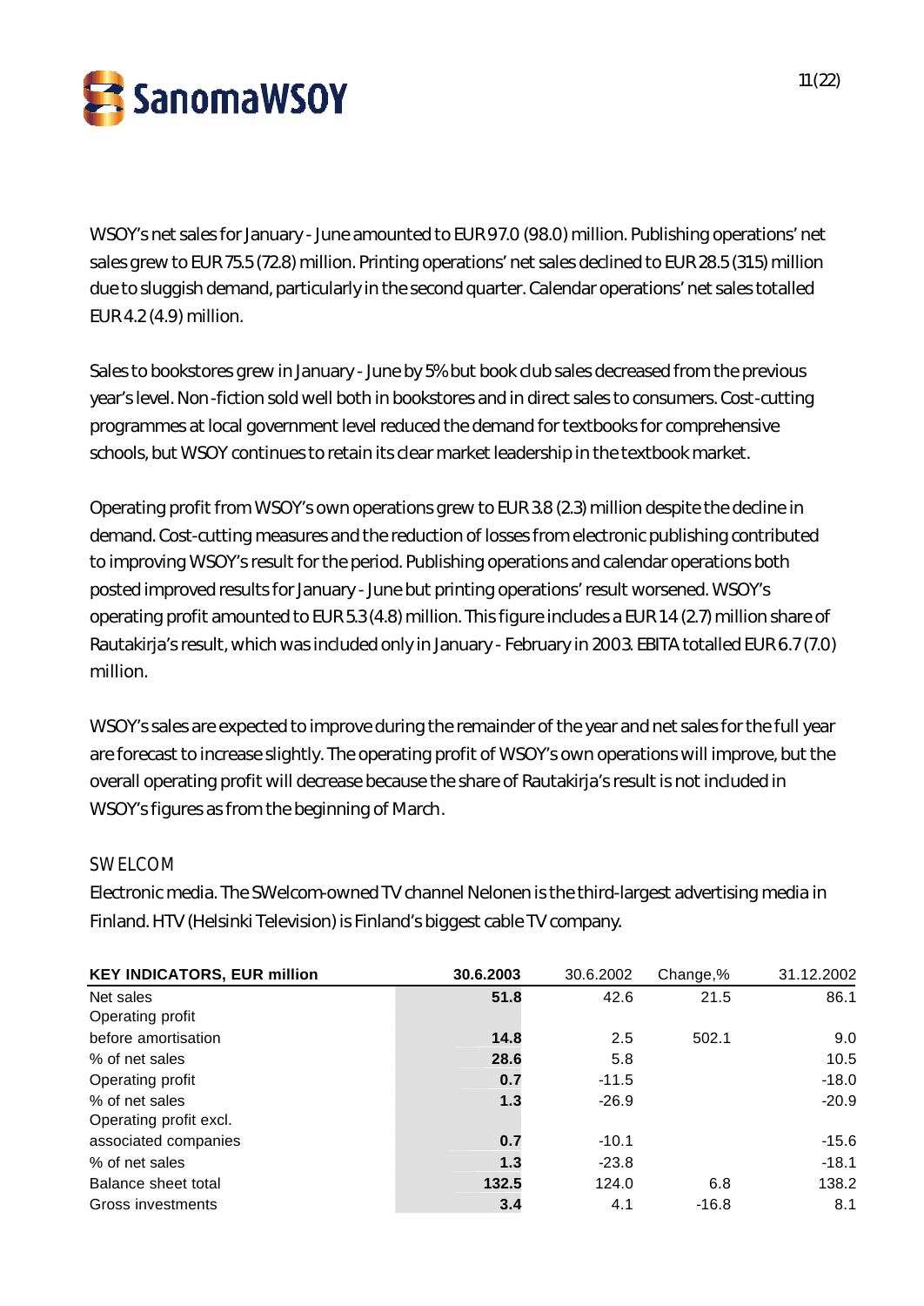WSOY's net sales for January - June amounted to EUR 97.0 (98.0) million. Publishing operations' net sales grew to EUR 75.5 (72.8) million. Printing operations' net sales declined to EUR 28.5 (31.5) million due to sluggish demand, particularly in the second quarter. Calendar operations' net sales totalled EUR 4.2 (4.9) million.

Sales to bookstores grew in January - June by 5% but book club sales decreased from the previous year's level. Non-fiction sold well both in bookstores and in direct sales to consumers. Cost-cutting programmes at local government level reduced the demand for textbooks for comprehensive schools, but WSOY continues to retain its clear market leadership in the textbook market.

Operating profit from WSOY's own operations grew to EUR 3.8 (2.3) million despite the decline in demand. Cost-cutting measures and the reduction of losses from electronic publishing contributed to improving WSOY's result for the period. Publishing operations and calendar operations both posted improved results for January - June but printing operations' result worsened. WSOY's operating profit amounted to EUR 5.3 (4.8) million. This figure includes a EUR 1.4 (2.7) million share of Rautakirja's result, which was included only in January - February in 2003. EBITA totalled EUR 6.7 (7.0) million.

WSOY's sales are expected to improve during the remainder of the year and net sales for the full year are forecast to increase slightly. The operating profit of WSOY's own operations will improve, but the overall operating profit will decrease because the share of Rautakirja's result is not included in WSOY's figures as from the beginning of March.

## SWELCOM

Electronic media. The SWelcom-owned TV channel Nelonen is the third-largest advertising media in Finland. HTV (Helsinki Television) is Finland's biggest cable TV company.

| **KEY INDICATORS, EUR million** | **30.6.2003** | 30.6.2002 | Change,% | 31.12.2002 |
|---|---|---|---|---|
| Net sales | **51.8** | 42.6 | 21.5 | 86.1 |
| Operating profit before amortisation | **14.8** | 2.5 | 502.1 | 9.0 |
| % of net sales | **28.6** | 5.8 | | 10.5 |
| Operating profit | **0.7** | -11.5 | | -18.0 |
| % of net sales | **1.3** | -26.9 | | -20.9 |
| Operating profit excl. associated companies | **0.7** | -10.1 | | -15.6 |
| % of net sales | **1.3** | -23.8 | | -18.1 |
| Balance sheet total | **132.5** | 124.0 | 6.8 | 138.2 |
| Gross investments | **3.4** | 4.1 | -16.8 | 8.1 |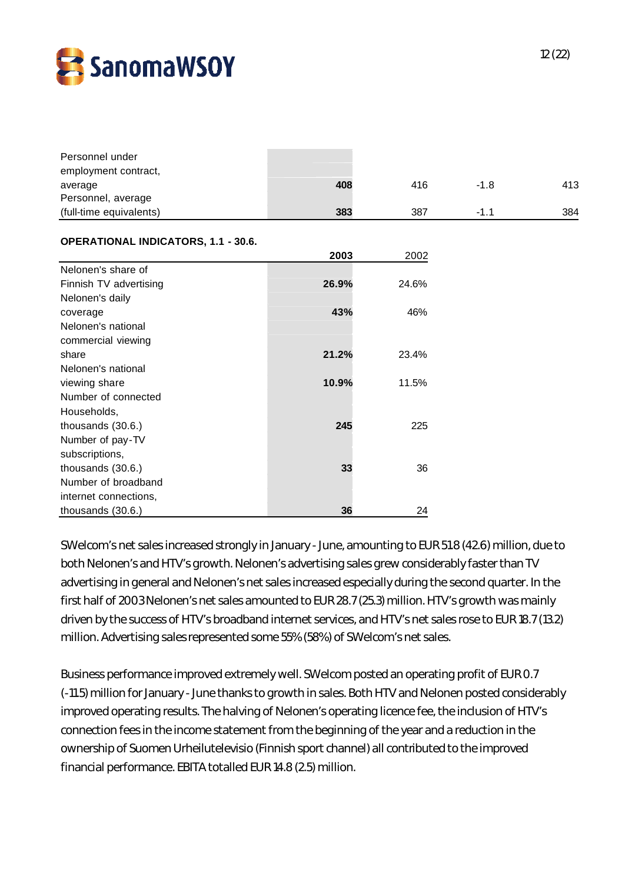| | | | | |
|---|---|---|---|---|
| Personnel under employment contract, average | **408** | 416 | -1.8 | 413 |
| Personnel, average (full-time equivalents) | **383** | 387 | -1.1 | 384 |

**OPERATIONAL INDICATORS, 1.1 - 30.6.**

| | 2003 | 2002 |
|---|---|---|
| Nelonen's share of Finnish TV advertising | **26.9%** | 24.6% |
| Nelonen's daily coverage | **43%** | 46% |
| Nelonen's national commercial viewing share | **21.2%** | 23.4% |
| Nelonen's national viewing share | **10.9%** | 11.5% |
| Number of connected Households, thousands (30.6.) | **245** | 225 |
| Number of pay-TV subscriptions, thousands (30.6.) | **33** | 36 |
| Number of broadband internet connections, thousands (30.6.) | **36** | 24 |

SWelcom's net sales increased strongly in January - June, amounting to EUR 51.8 (42.6) million, due to both Nelonen's and HTV's growth. Nelonen's advertising sales grew considerably faster than TV advertising in general and Nelonen's net sales increased especially during the second quarter. In the first half of 2003 Nelonen's net sales amounted to EUR 28.7 (25.3) million. HTV's growth was mainly driven by the success of HTV's broadband internet services, and HTV's net sales rose to EUR 18.7 (13.2) million. Advertising sales represented some 55% (58%) of SWelcom's net sales.

Business performance improved extremely well. SWelcom posted an operating profit of EUR 0.7 (-11.5) million for January - June thanks to growth in sales. Both HTV and Nelonen posted considerably improved operating results. The halving of Nelonen's operating licence fee, the inclusion of HTV's connection fees in the income statement from the beginning of the year and a reduction in the ownership of Suomen Urheilutelevisio (Finnish sport channel) all contributed to the improved financial performance. EBITA totalled EUR 14.8 (2.5) million.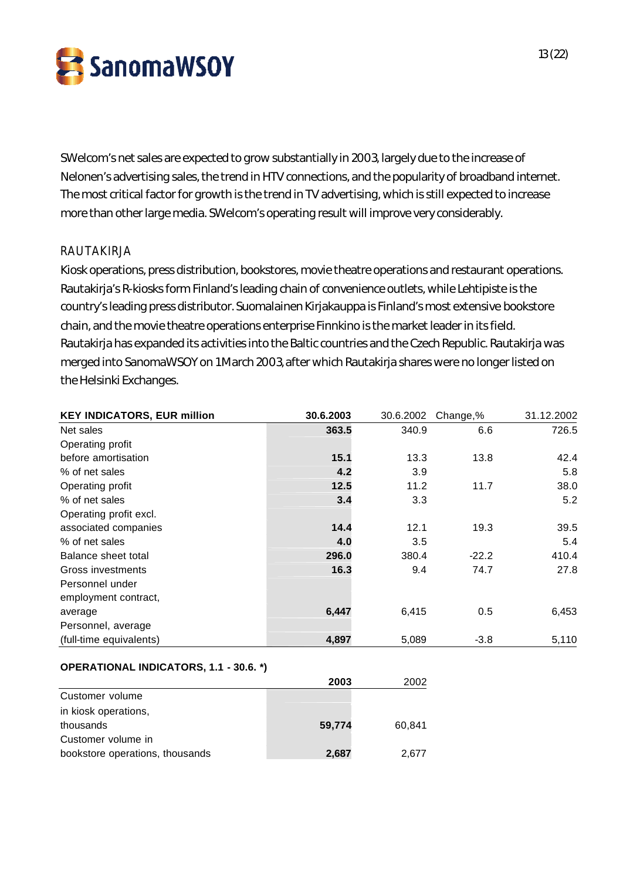SWelcom's net sales are expected to grow substantially in 2003, largely due to the increase of Nelonen's advertising sales, the trend in HTV connections, and the popularity of broadband internet. The most critical factor for growth is the trend in TV advertising, which is still expected to increase more than other large media. SWelcom's operating result will improve very considerably.

## RAUTAKIRJA

Kiosk operations, press distribution, bookstores, movie theatre operations and restaurant operations. Rautakirja's R-kiosks form Finland's leading chain of convenience outlets, while Lehtipiste is the country's leading press distributor. Suomalainen Kirjakauppa is Finland's most extensive bookstore chain, and the movie theatre operations enterprise Finnkino is the market leader in its field. Rautakirja has expanded its activities into the Baltic countries and the Czech Republic. Rautakirja was merged into SanomaWSOY on 1 March 2003, after which Rautakirja shares were no longer listed on the Helsinki Exchanges.

| **KEY INDICATORS, EUR million** | **30.6.2003** | 30.6.2002 | Change,% | 31.12.2002 |
|---|---|---|---|---|
| Net sales | **363.5** | 340.9 | 6.6 | 726.5 |
| Operating profit before amortisation | **15.1** | 13.3 | 13.8 | 42.4 |
| % of net sales | **4.2** | 3.9 | | 5.8 |
| Operating profit | **12.5** | 11.2 | 11.7 | 38.0 |
| % of net sales | **3.4** | 3.3 | | 5.2 |
| Operating profit excl. associated companies | **14.4** | 12.1 | 19.3 | 39.5 |
| % of net sales | **4.0** | 3.5 | | 5.4 |
| Balance sheet total | **296.0** | 380.4 | -22.2 | 410.4 |
| Gross investments | **16.3** | 9.4 | 74.7 | 27.8 |
| Personnel under employment contract, average | **6,447** | 6,415 | 0.5 | 6,453 |
| Personnel, average (full-time equivalents) | **4,897** | 5,089 | -3.8 | 5,110 |

**OPERATIONAL INDICATORS, 1.1 - 30.6. \*)**

| | **2003** | 2002 |
|---|---|---|
| Customer volume in kiosk operations, thousands | **59,774** | 60,841 |
| Customer volume in bookstore operations, thousands | **2,687** | 2,677 |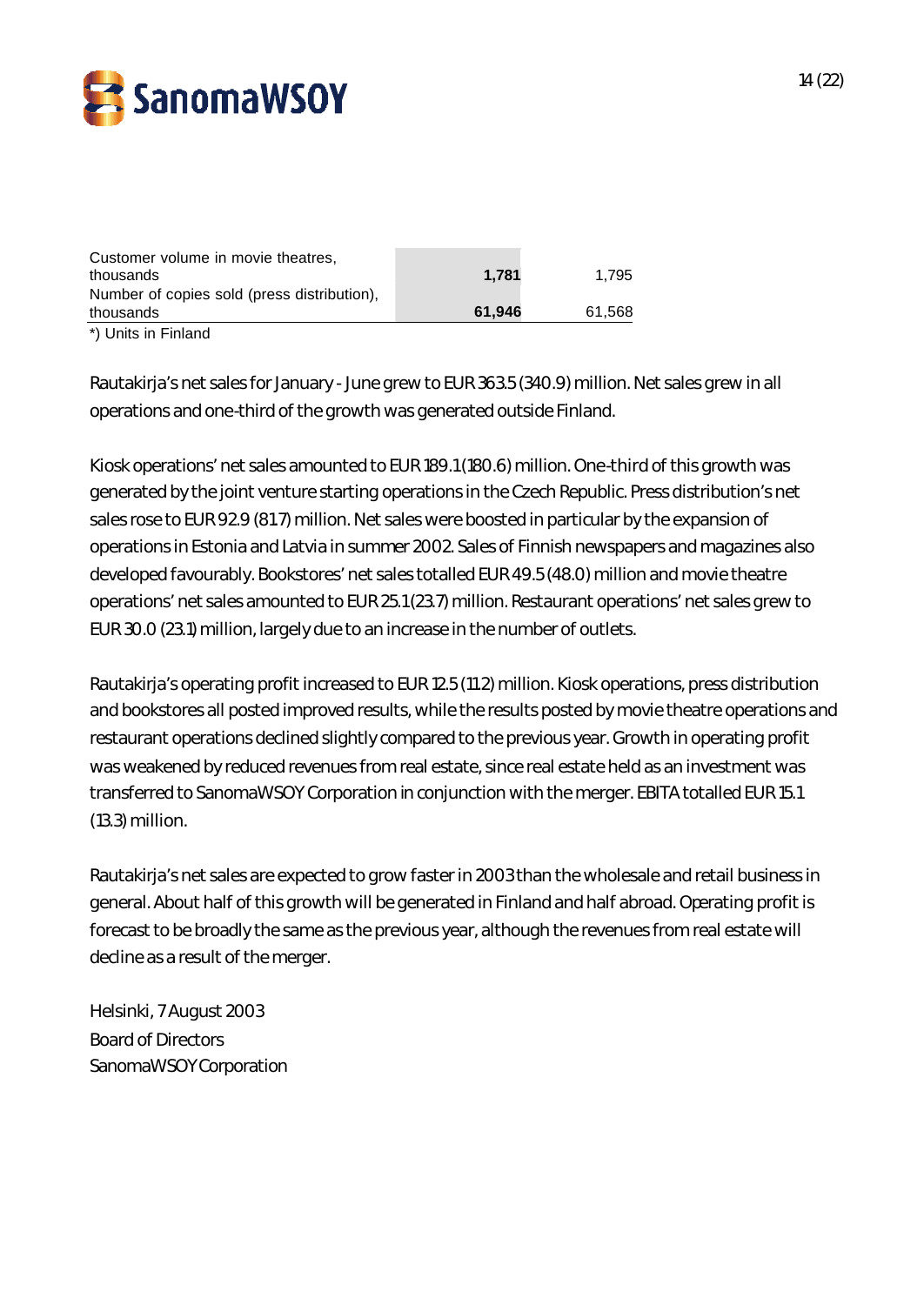| | | |
|---|---|---|
| Customer volume in movie theatres, thousands | **1,781** | 1,795 |
| Number of copies sold (press distribution), thousands | **61,946** | 61,568 |

*) Units in Finland

Rautakirja's net sales for January - June grew to EUR 363.5 (340.9) million. Net sales grew in all operations and one-third of the growth was generated outside Finland.

Kiosk operations' net sales amounted to EUR 189.1 (180.6) million. One-third of this growth was generated by the joint venture starting operations in the Czech Republic. Press distribution's net sales rose to EUR 92.9 (81.7) million. Net sales were boosted in particular by the expansion of operations in Estonia and Latvia in summer 2002. Sales of Finnish newspapers and magazines also developed favourably. Bookstores' net sales totalled EUR 49.5 (48.0) million and movie theatre operations' net sales amounted to EUR 25.1 (23.7) million. Restaurant operations' net sales grew to EUR 30.0 (23.1) million, largely due to an increase in the number of outlets.

Rautakirja's operating profit increased to EUR 12.5 (11.2) million. Kiosk operations, press distribution and bookstores all posted improved results, while the results posted by movie theatre operations and restaurant operations declined slightly compared to the previous year. Growth in operating profit was weakened by reduced revenues from real estate, since real estate held as an investment was transferred to SanomaWSOY Corporation in conjunction with the merger. EBITA totalled EUR 15.1 (13.3) million.

Rautakirja's net sales are expected to grow faster in 2003 than the wholesale and retail business in general. About half of this growth will be generated in Finland and half abroad. Operating profit is forecast to be broadly the same as the previous year, although the revenues from real estate will decline as a result of the merger.

Helsinki, 7 August 2003
Board of Directors
SanomaWSOY Corporation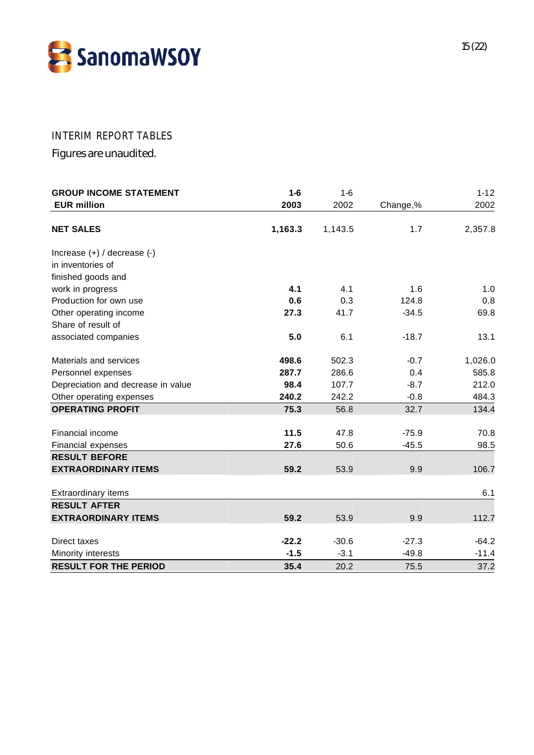# INTERIM REPORT TABLES

Figures are unaudited.

| GROUP INCOME STATEMENT<br>EUR million | 1-6<br>2003 | 1-6<br>2002 | Change,% | 1-12<br>2002 |
|---|---|---|---|---|
| **NET SALES** | **1,163.3** | 1,143.5 | 1.7 | 2,357.8 |
| Increase (+) / decrease (-) in inventories of finished goods and work in progress | **4.1** | 4.1 | 1.6 | 1.0 |
| Production for own use | **0.6** | 0.3 | 124.8 | 0.8 |
| Other operating income | **27.3** | 41.7 | -34.5 | 69.8 |
| Share of result of associated companies | **5.0** | 6.1 | -18.7 | 13.1 |
| Materials and services | **498.6** | 502.3 | -0.7 | 1,026.0 |
| Personnel expenses | **287.7** | 286.6 | 0.4 | 585.8 |
| Depreciation and decrease in value | **98.4** | 107.7 | -8.7 | 212.0 |
| Other operating expenses | **240.2** | 242.2 | -0.8 | 484.3 |
| **OPERATING PROFIT** | **75.3** | 56.8 | 32.7 | 134.4 |
| Financial income | **11.5** | 47.8 | -75.9 | 70.8 |
| Financial expenses | **27.6** | 50.6 | -45.5 | 98.5 |
| **RESULT BEFORE EXTRAORDINARY ITEMS** | **59.2** | 53.9 | 9.9 | 106.7 |
| Extraordinary items | | | | 6.1 |
| **RESULT AFTER EXTRAORDINARY ITEMS** | **59.2** | 53.9 | 9.9 | 112.7 |
| Direct taxes | **-22.2** | -30.6 | -27.3 | -64.2 |
| Minority interests | **-1.5** | -3.1 | -49.8 | -11.4 |
| **RESULT FOR THE PERIOD** | **35.4** | 20.2 | 75.5 | 37.2 |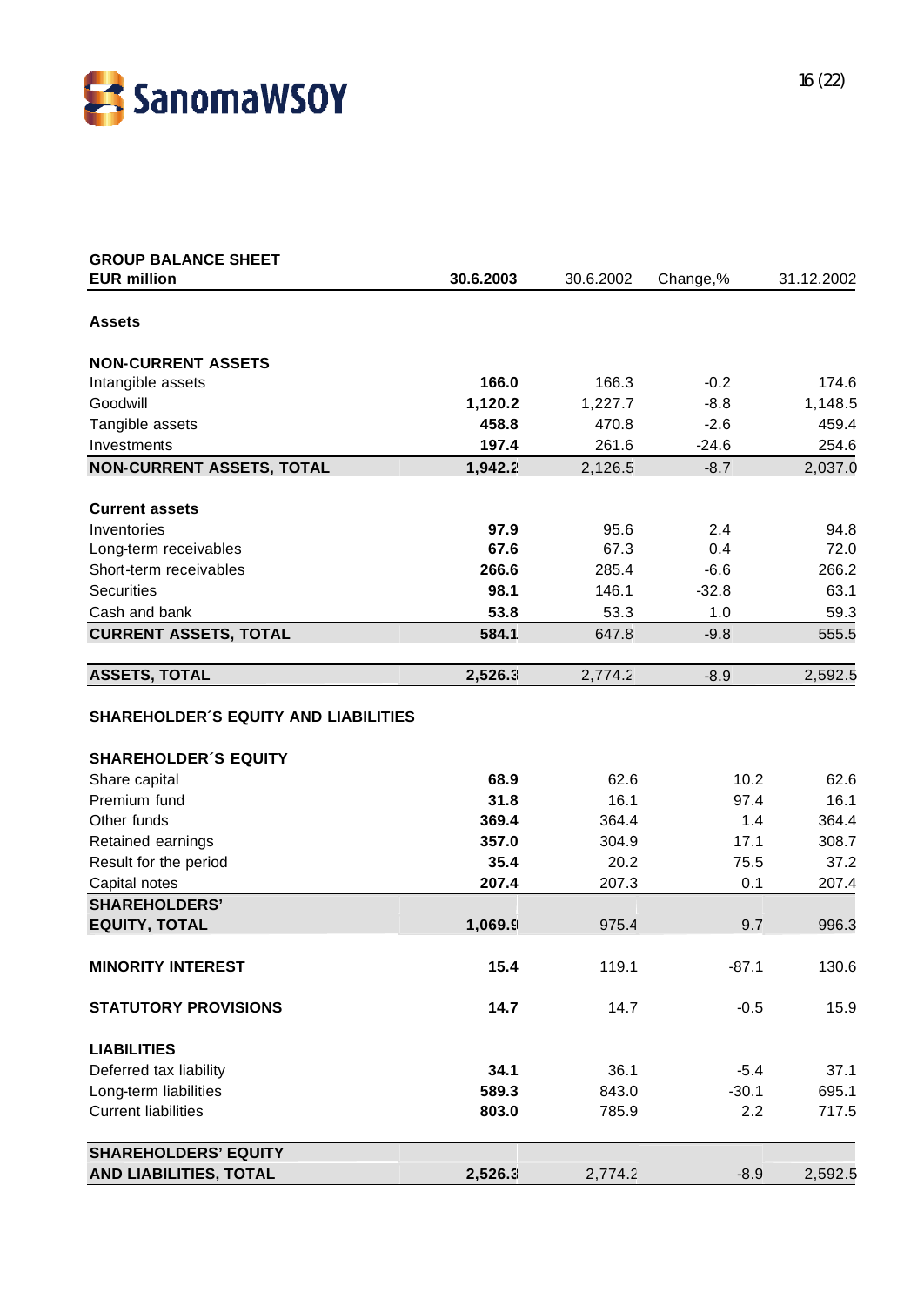| GROUP BALANCE SHEET<br>EUR million | **30.6.2003** | 30.6.2002 | Change,% | 31.12.2002 |
|---|---|---|---|---|
| **Assets** | | | | |
| **NON-CURRENT ASSETS** | | | | |
| Intangible assets | **166.0** | 166.3 | -0.2 | 174.6 |
| Goodwill | **1,120.2** | 1,227.7 | -8.8 | 1,148.5 |
| Tangible assets | **458.8** | 470.8 | -2.6 | 459.4 |
| Investments | **197.4** | 261.6 | -24.6 | 254.6 |
| **NON-CURRENT ASSETS, TOTAL** | **1,942.2** | 2,126.5 | -8.7 | 2,037.0 |
| **Current assets** | | | | |
| Inventories | **97.9** | 95.6 | 2.4 | 94.8 |
| Long-term receivables | **67.6** | 67.3 | 0.4 | 72.0 |
| Short-term receivables | **266.6** | 285.4 | -6.6 | 266.2 |
| Securities | **98.1** | 146.1 | -32.8 | 63.1 |
| Cash and bank | **53.8** | 53.3 | 1.0 | 59.3 |
| **CURRENT ASSETS, TOTAL** | **584.1** | 647.8 | -9.8 | 555.5 |
| **ASSETS, TOTAL** | **2,526.3** | 2,774.2 | -8.9 | 2,592.5 |
| **SHAREHOLDER´S EQUITY AND LIABILITIES** | | | | |
| **SHAREHOLDER´S EQUITY** | | | | |
| Share capital | **68.9** | 62.6 | 10.2 | 62.6 |
| Premium fund | **31.8** | 16.1 | 97.4 | 16.1 |
| Other funds | **369.4** | 364.4 | 1.4 | 364.4 |
| Retained earnings | **357.0** | 304.9 | 17.1 | 308.7 |
| Result for the period | **35.4** | 20.2 | 75.5 | 37.2 |
| Capital notes | **207.4** | 207.3 | 0.1 | 207.4 |
| **SHAREHOLDERS' EQUITY, TOTAL** | **1,069.9** | 975.4 | 9.7 | 996.3 |
| **MINORITY INTEREST** | **15.4** | 119.1 | -87.1 | 130.6 |
| **STATUTORY PROVISIONS** | **14.7** | 14.7 | -0.5 | 15.9 |
| **LIABILITIES** | | | | |
| Deferred tax liability | **34.1** | 36.1 | -5.4 | 37.1 |
| Long-term liabilities | **589.3** | 843.0 | -30.1 | 695.1 |
| Current liabilities | **803.0** | 785.9 | 2.2 | 717.5 |
| **SHAREHOLDERS' EQUITY AND LIABILITIES, TOTAL** | **2,526.3** | 2,774.2 | -8.9 | 2,592.5 |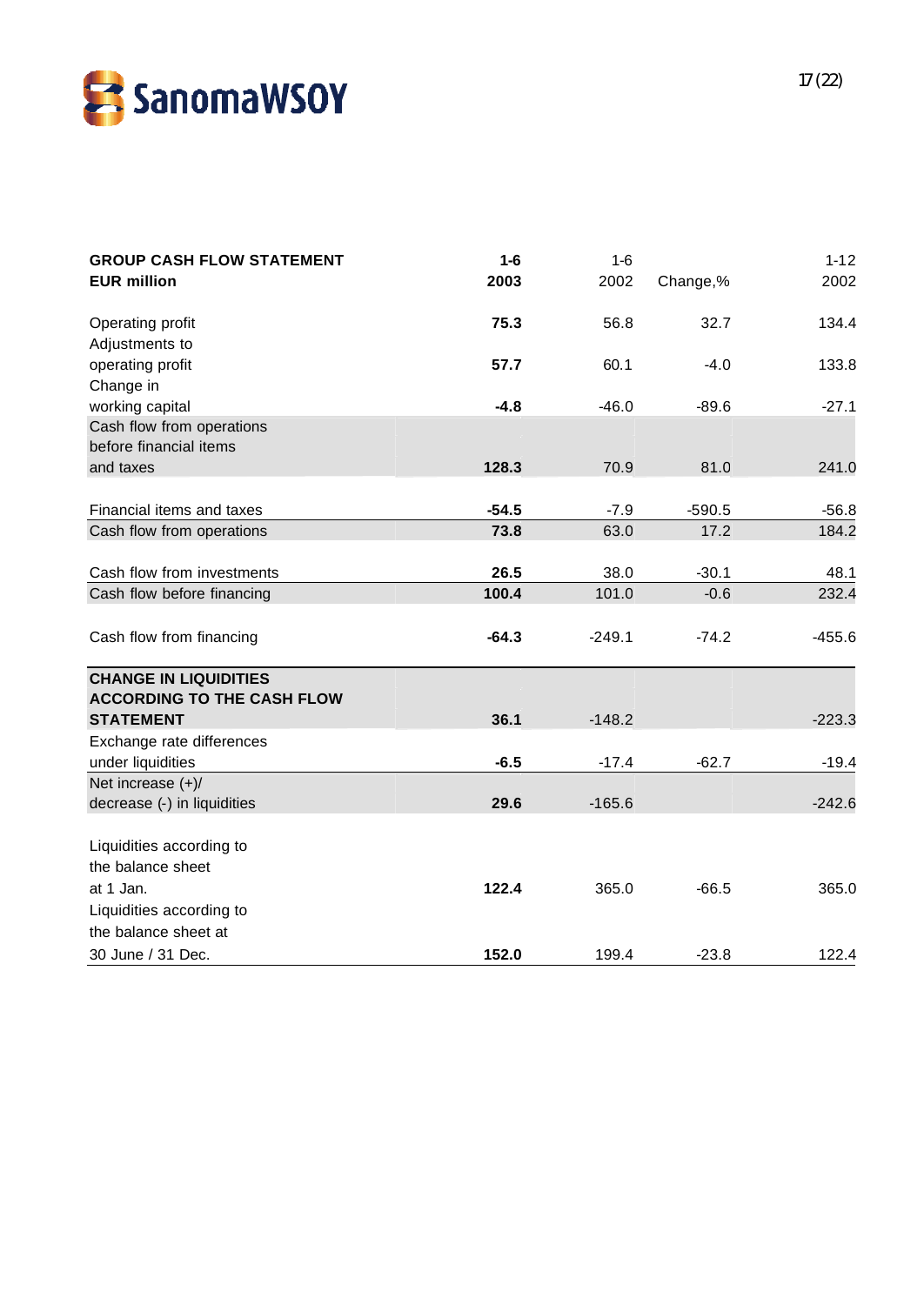| GROUP CASH FLOW STATEMENT<br>EUR million | 1-6<br>2003 | 1-6<br>2002 | Change,% | 1-12<br>2002 |
|---|---|---|---|---|
| Operating profit | **75.3** | 56.8 | 32.7 | 134.4 |
| Adjustments to operating profit | **57.7** | 60.1 | -4.0 | 133.8 |
| Change in working capital | **-4.8** | -46.0 | -89.6 | -27.1 |
| Cash flow from operations before financial items and taxes | **128.3** | 70.9 | 81.0 | 241.0 |
| Financial items and taxes | **-54.5** | -7.9 | -590.5 | -56.8 |
| Cash flow from operations | **73.8** | 63.0 | 17.2 | 184.2 |
| Cash flow from investments | **26.5** | 38.0 | -30.1 | 48.1 |
| Cash flow before financing | **100.4** | 101.0 | -0.6 | 232.4 |
| Cash flow from financing | **-64.3** | -249.1 | -74.2 | -455.6 |
| **CHANGE IN LIQUIDITIES ACCORDING TO THE CASH FLOW STATEMENT** | **36.1** | -148.2 | | -223.3 |
| Exchange rate differences under liquidities | **-6.5** | -17.4 | -62.7 | -19.4 |
| Net increase (+)/ decrease (-) in liquidities | **29.6** | -165.6 | | -242.6 |
| Liquidities according to the balance sheet at 1 Jan. | **122.4** | 365.0 | -66.5 | 365.0 |
| Liquidities according to the balance sheet at 30 June / 31 Dec. | **152.0** | 199.4 | -23.8 | 122.4 |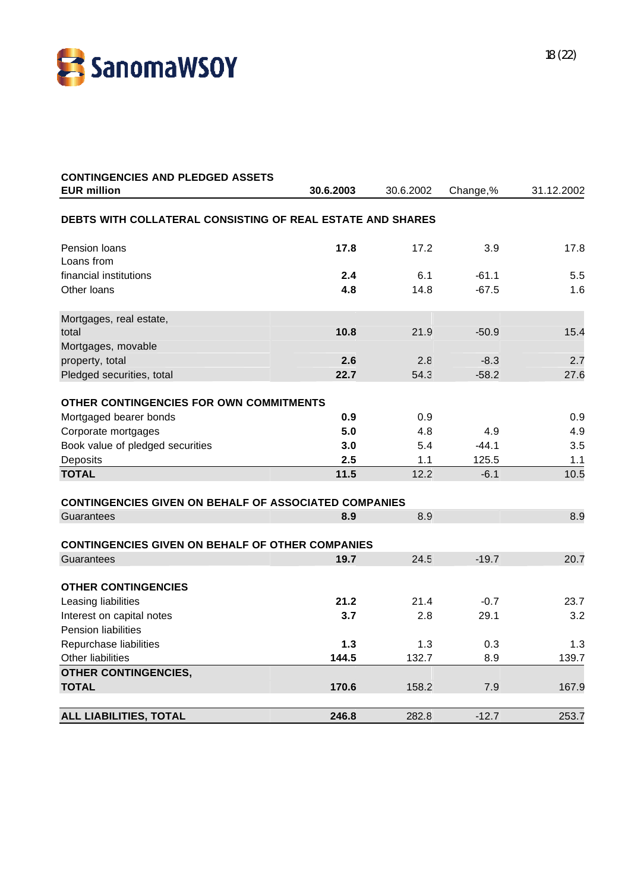## CONTINGENCIES AND PLEDGED ASSETS

| EUR million | 30.6.2003 | 30.6.2002 | Change,% | 31.12.2002 |
|---|---|---|---|---|
| **DEBTS WITH COLLATERAL CONSISTING OF REAL ESTATE AND SHARES** | | | | |
| Pension loans | **17.8** | 17.2 | 3.9 | 17.8 |
| Loans from financial institutions | **2.4** | 6.1 | -61.1 | 5.5 |
| Other loans | **4.8** | 14.8 | -67.5 | 1.6 |
| Mortgages, real estate, total | **10.8** | 21.9 | -50.9 | 15.4 |
| Mortgages, movable property, total | **2.6** | 2.8 | -8.3 | 2.7 |
| Pledged securities, total | **22.7** | 54.3 | -58.2 | 27.6 |
| **OTHER CONTINGENCIES FOR OWN COMMITMENTS** | | | | |
| Mortgaged bearer bonds | **0.9** | 0.9 | | 0.9 |
| Corporate mortgages | **5.0** | 4.8 | 4.9 | 4.9 |
| Book value of pledged securities | **3.0** | 5.4 | -44.1 | 3.5 |
| Deposits | **2.5** | 1.1 | 125.5 | 1.1 |
| **TOTAL** | **11.5** | 12.2 | -6.1 | 10.5 |
| **CONTINGENCIES GIVEN ON BEHALF OF ASSOCIATED COMPANIES** | | | | |
| Guarantees | **8.9** | 8.9 | | 8.9 |
| **CONTINGENCIES GIVEN ON BEHALF OF OTHER COMPANIES** | | | | |
| Guarantees | **19.7** | 24.5 | -19.7 | 20.7 |
| **OTHER CONTINGENCIES** | | | | |
| Leasing liabilities | **21.2** | 21.4 | -0.7 | 23.7 |
| Interest on capital notes | **3.7** | 2.8 | 29.1 | 3.2 |
| Pension liabilities | | | | |
| Repurchase liabilities | **1.3** | 1.3 | 0.3 | 1.3 |
| Other liabilities | **144.5** | 132.7 | 8.9 | 139.7 |
| **OTHER CONTINGENCIES, TOTAL** | **170.6** | 158.2 | 7.9 | 167.9 |
| **ALL LIABILITIES, TOTAL** | **246.8** | 282.8 | -12.7 | 253.7 |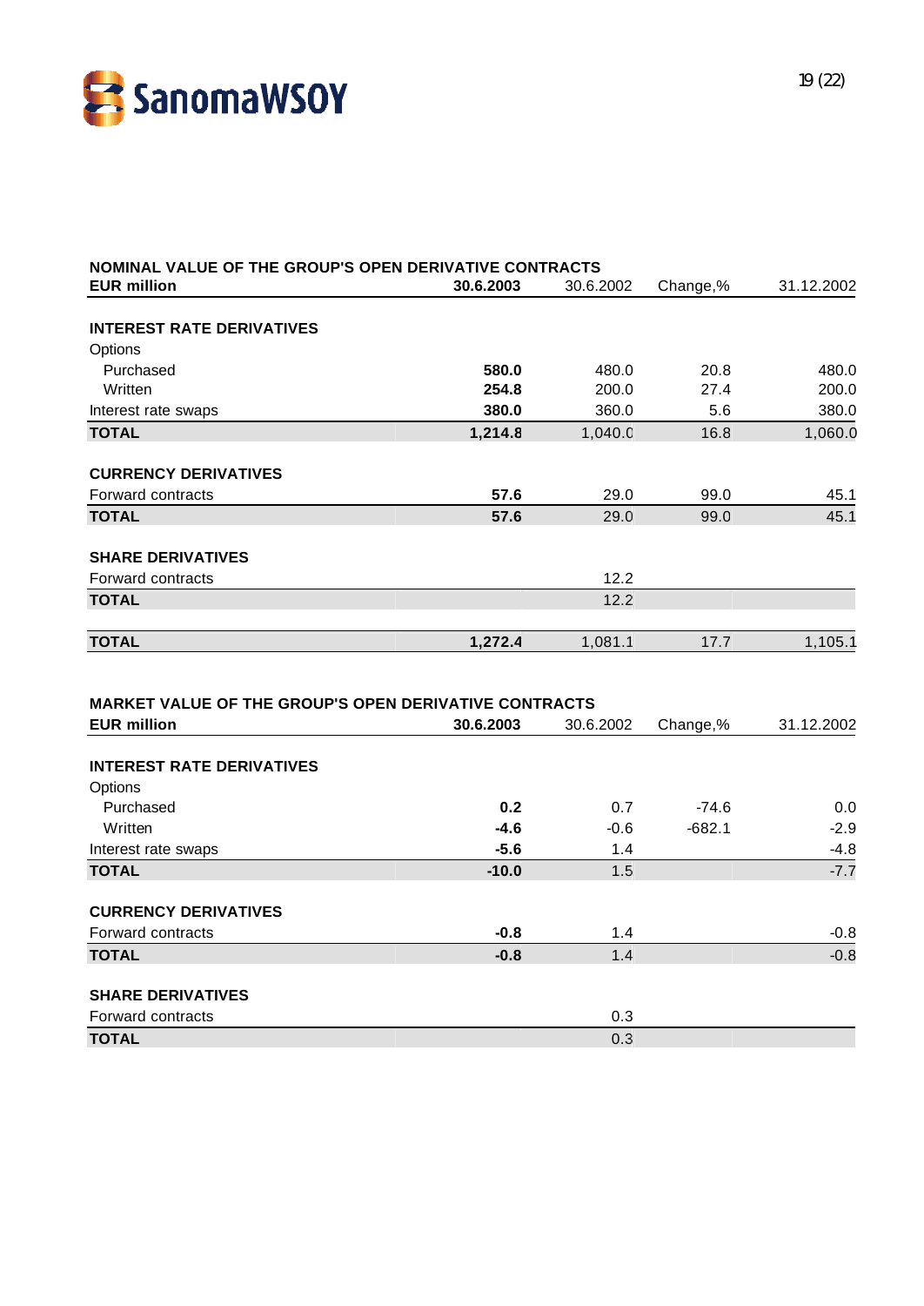## NOMINAL VALUE OF THE GROUP'S OPEN DERIVATIVE CONTRACTS

| EUR million | 30.6.2003 | 30.6.2002 | Change,% | 31.12.2002 |
|---|---|---|---|---|
| **INTEREST RATE DERIVATIVES** | | | | |
| Options | | | | |
| Purchased | **580.0** | 480.0 | 20.8 | 480.0 |
| Written | **254.8** | 200.0 | 27.4 | 200.0 |
| Interest rate swaps | **380.0** | 360.0 | 5.6 | 380.0 |
| **TOTAL** | **1,214.8** | 1,040.0 | 16.8 | 1,060.0 |
| **CURRENCY DERIVATIVES** | | | | |
| Forward contracts | **57.6** | 29.0 | 99.0 | 45.1 |
| **TOTAL** | **57.6** | 29.0 | 99.0 | 45.1 |
| **SHARE DERIVATIVES** | | | | |
| Forward contracts | | 12.2 | | |
| **TOTAL** | | 12.2 | | |
| **TOTAL** | **1,272.4** | 1,081.1 | 17.7 | 1,105.1 |

## MARKET VALUE OF THE GROUP'S OPEN DERIVATIVE CONTRACTS

| EUR million | 30.6.2003 | 30.6.2002 | Change,% | 31.12.2002 |
|---|---|---|---|---|
| **INTEREST RATE DERIVATIVES** | | | | |
| Options | | | | |
| Purchased | **0.2** | 0.7 | -74.6 | 0.0 |
| Written | **-4.6** | -0.6 | -682.1 | -2.9 |
| Interest rate swaps | **-5.6** | 1.4 | | -4.8 |
| **TOTAL** | **-10.0** | 1.5 | | -7.7 |
| **CURRENCY DERIVATIVES** | | | | |
| Forward contracts | **-0.8** | 1.4 | | -0.8 |
| **TOTAL** | **-0.8** | 1.4 | | -0.8 |
| **SHARE DERIVATIVES** | | | | |
| Forward contracts | | 0.3 | | |
| **TOTAL** | | 0.3 | | |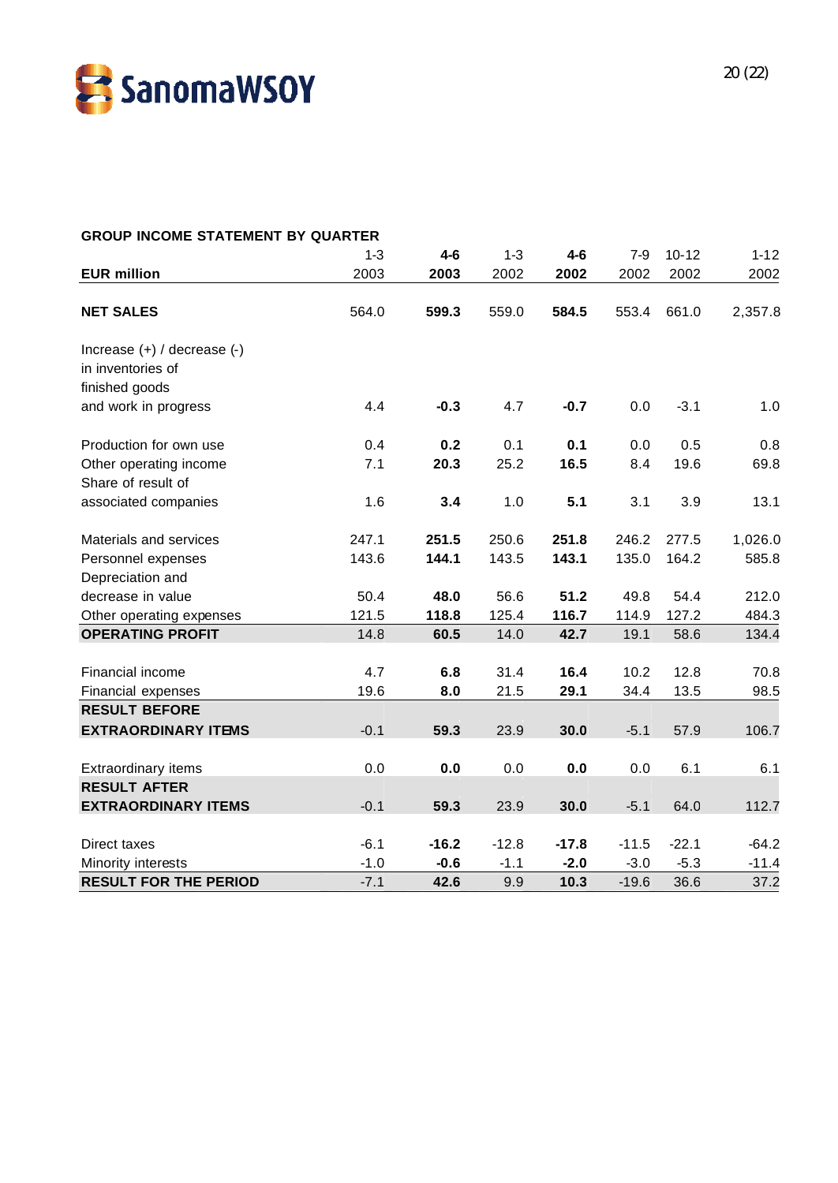## GROUP INCOME STATEMENT BY QUARTER

| EUR million | 1-3 2003 | **4-6 2003** | 1-3 2002 | **4-6 2002** | 7-9 2002 | 10-12 2002 | 1-12 2002 |
|---|---|---|---|---|---|---|---|
| **NET SALES** | 564.0 | **599.3** | 559.0 | **584.5** | 553.4 | 661.0 | 2,357.8 |
| Increase (+) / decrease (-) in inventories of finished goods and work in progress | 4.4 | **-0.3** | 4.7 | **-0.7** | 0.0 | -3.1 | 1.0 |
| Production for own use | 0.4 | **0.2** | 0.1 | **0.1** | 0.0 | 0.5 | 0.8 |
| Other operating income | 7.1 | **20.3** | 25.2 | **16.5** | 8.4 | 19.6 | 69.8 |
| Share of result of associated companies | 1.6 | **3.4** | 1.0 | **5.1** | 3.1 | 3.9 | 13.1 |
| Materials and services | 247.1 | **251.5** | 250.6 | **251.8** | 246.2 | 277.5 | 1,026.0 |
| Personnel expenses | 143.6 | **144.1** | 143.5 | **143.1** | 135.0 | 164.2 | 585.8 |
| Depreciation and decrease in value | 50.4 | **48.0** | 56.6 | **51.2** | 49.8 | 54.4 | 212.0 |
| Other operating expenses | 121.5 | **118.8** | 125.4 | **116.7** | 114.9 | 127.2 | 484.3 |
| **OPERATING PROFIT** | 14.8 | **60.5** | 14.0 | **42.7** | 19.1 | 58.6 | 134.4 |
| Financial income | 4.7 | **6.8** | 31.4 | **16.4** | 10.2 | 12.8 | 70.8 |
| Financial expenses | 19.6 | **8.0** | 21.5 | **29.1** | 34.4 | 13.5 | 98.5 |
| **RESULT BEFORE EXTRAORDINARY ITEMS** | -0.1 | **59.3** | 23.9 | **30.0** | -5.1 | 57.9 | 106.7 |
| Extraordinary items | 0.0 | **0.0** | 0.0 | **0.0** | 0.0 | 6.1 | 6.1 |
| **RESULT AFTER EXTRAORDINARY ITEMS** | -0.1 | **59.3** | 23.9 | **30.0** | -5.1 | 64.0 | 112.7 |
| Direct taxes | -6.1 | **-16.2** | -12.8 | **-17.8** | -11.5 | -22.1 | -64.2 |
| Minority interests | -1.0 | **-0.6** | -1.1 | **-2.0** | -3.0 | -5.3 | -11.4 |
| **RESULT FOR THE PERIOD** | -7.1 | **42.6** | 9.9 | **10.3** | -19.6 | 36.6 | 37.2 |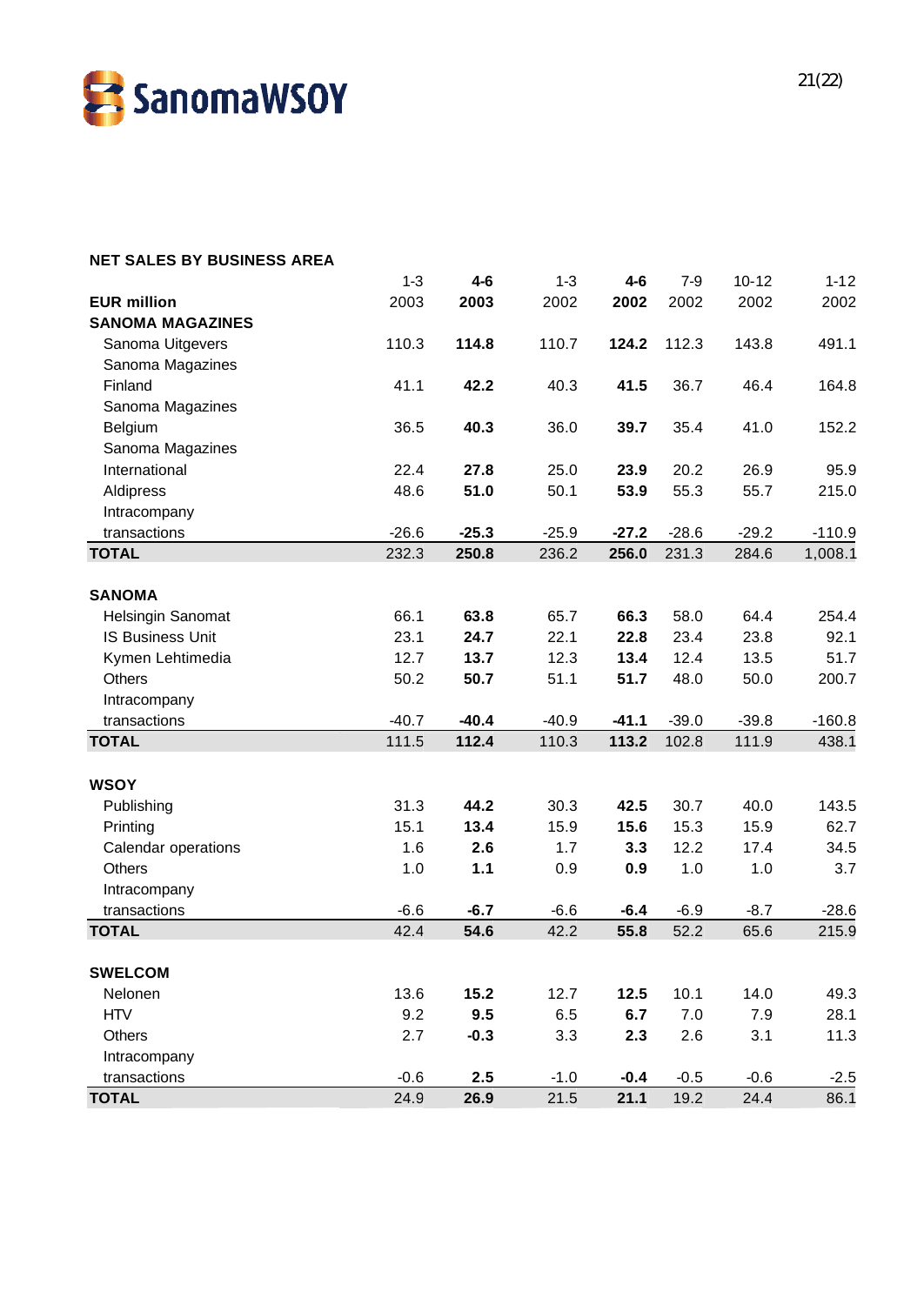## NET SALES BY BUSINESS AREA

| EUR million | 1-3 2003 | **4-6 2003** | 1-3 2002 | **4-6 2002** | 7-9 2002 | 10-12 2002 | 1-12 2002 |
|---|---|---|---|---|---|---|---|
| **SANOMA MAGAZINES** | | | | | | | |
| Sanoma Uitgevers | 110.3 | **114.8** | 110.7 | **124.2** | 112.3 | 143.8 | 491.1 |
| Sanoma Magazines Finland | 41.1 | **42.2** | 40.3 | **41.5** | 36.7 | 46.4 | 164.8 |
| Sanoma Magazines Belgium | 36.5 | **40.3** | 36.0 | **39.7** | 35.4 | 41.0 | 152.2 |
| Sanoma Magazines International | 22.4 | **27.8** | 25.0 | **23.9** | 20.2 | 26.9 | 95.9 |
| Aldipress | 48.6 | **51.0** | 50.1 | **53.9** | 55.3 | 55.7 | 215.0 |
| Intracompany transactions | -26.6 | **-25.3** | -25.9 | **-27.2** | -28.6 | -29.2 | -110.9 |
| **TOTAL** | 232.3 | **250.8** | 236.2 | **256.0** | 231.3 | 284.6 | 1,008.1 |
| | | | | | | | |
| **SANOMA** | | | | | | | |
| Helsingin Sanomat | 66.1 | **63.8** | 65.7 | **66.3** | 58.0 | 64.4 | 254.4 |
| IS Business Unit | 23.1 | **24.7** | 22.1 | **22.8** | 23.4 | 23.8 | 92.1 |
| Kymen Lehtimedia | 12.7 | **13.7** | 12.3 | **13.4** | 12.4 | 13.5 | 51.7 |
| Others | 50.2 | **50.7** | 51.1 | **51.7** | 48.0 | 50.0 | 200.7 |
| Intracompany transactions | -40.7 | **-40.4** | -40.9 | **-41.1** | -39.0 | -39.8 | -160.8 |
| **TOTAL** | 111.5 | **112.4** | 110.3 | **113.2** | 102.8 | 111.9 | 438.1 |
| | | | | | | | |
| **WSOY** | | | | | | | |
| Publishing | 31.3 | **44.2** | 30.3 | **42.5** | 30.7 | 40.0 | 143.5 |
| Printing | 15.1 | **13.4** | 15.9 | **15.6** | 15.3 | 15.9 | 62.7 |
| Calendar operations | 1.6 | **2.6** | 1.7 | **3.3** | 12.2 | 17.4 | 34.5 |
| Others | 1.0 | **1.1** | 0.9 | **0.9** | 1.0 | 1.0 | 3.7 |
| Intracompany transactions | -6.6 | **-6.7** | -6.6 | **-6.4** | -6.9 | -8.7 | -28.6 |
| **TOTAL** | 42.4 | **54.6** | 42.2 | **55.8** | 52.2 | 65.6 | 215.9 |
| | | | | | | | |
| **SWELCOM** | | | | | | | |
| Nelonen | 13.6 | **15.2** | 12.7 | **12.5** | 10.1 | 14.0 | 49.3 |
| HTV | 9.2 | **9.5** | 6.5 | **6.7** | 7.0 | 7.9 | 28.1 |
| Others | 2.7 | **-0.3** | 3.3 | **2.3** | 2.6 | 3.1 | 11.3 |
| Intracompany transactions | -0.6 | **2.5** | -1.0 | **-0.4** | -0.5 | -0.6 | -2.5 |
| **TOTAL** | 24.9 | **26.9** | 21.5 | **21.1** | 19.2 | 24.4 | 86.1 |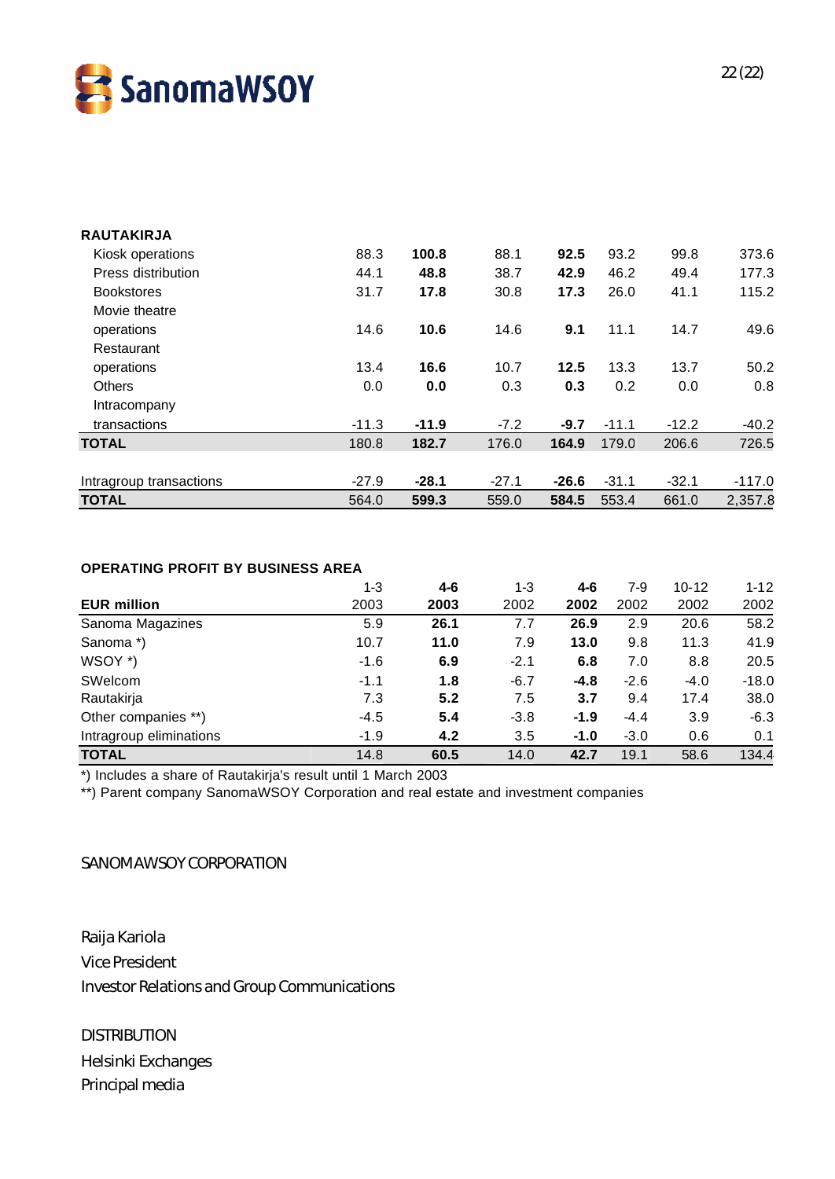| RAUTAKIRJA | | | | | | | |
|---|---|---|---|---|---|---|---|
| Kiosk operations | 88.3 | **100.8** | 88.1 | **92.5** | 93.2 | 99.8 | 373.6 |
| Press distribution | 44.1 | **48.8** | 38.7 | **42.9** | 46.2 | 49.4 | 177.3 |
| Bookstores | 31.7 | **17.8** | 30.8 | **17.3** | 26.0 | 41.1 | 115.2 |
| Movie theatre operations | 14.6 | **10.6** | 14.6 | **9.1** | 11.1 | 14.7 | 49.6 |
| Restaurant operations | 13.4 | **16.6** | 10.7 | **12.5** | 13.3 | 13.7 | 50.2 |
| Others | 0.0 | **0.0** | 0.3 | **0.3** | 0.2 | 0.0 | 0.8 |
| Intracompany transactions | -11.3 | **-11.9** | -7.2 | **-9.7** | -11.1 | -12.2 | -40.2 |
| **TOTAL** | 180.8 | **182.7** | 176.0 | **164.9** | 179.0 | 206.6 | 726.5 |
| | | | | | | | |
| Intragroup transactions | -27.9 | **-28.1** | -27.1 | **-26.6** | -31.1 | -32.1 | -117.0 |
| **TOTAL** | 564.0 | **599.3** | 559.0 | **584.5** | 553.4 | 661.0 | 2,357.8 |

**OPERATING PROFIT BY BUSINESS AREA**

| EUR million | 1-3 2003 | **4-6 2003** | 1-3 2002 | **4-6 2002** | 7-9 2002 | 10-12 2002 | 1-12 2002 |
|---|---|---|---|---|---|---|---|
| Sanoma Magazines | 5.9 | **26.1** | 7.7 | **26.9** | 2.9 | 20.6 | 58.2 |
| Sanoma *) | 10.7 | **11.0** | 7.9 | **13.0** | 9.8 | 11.3 | 41.9 |
| WSOY *) | -1.6 | **6.9** | -2.1 | **6.8** | 7.0 | 8.8 | 20.5 |
| SWelcom | -1.1 | **1.8** | -6.7 | **-4.8** | -2.6 | -4.0 | -18.0 |
| Rautakirja | 7.3 | **5.2** | 7.5 | **3.7** | 9.4 | 17.4 | 38.0 |
| Other companies **) | -4.5 | **5.4** | -3.8 | **-1.9** | -4.4 | 3.9 | -6.3 |
| Intragroup eliminations | -1.9 | **4.2** | 3.5 | **-1.0** | -3.0 | 0.6 | 0.1 |
| **TOTAL** | 14.8 | **60.5** | 14.0 | **42.7** | 19.1 | 58.6 | 134.4 |

*) Includes a share of Rautakirja's result until 1 March 2003

**) Parent company SanomaWSOY Corporation and real estate and investment companies

SANOMAWSOY CORPORATION

Raija Kariola
Vice President
Investor Relations and Group Communications

DISTRIBUTION
Helsinki Exchanges
Principal media